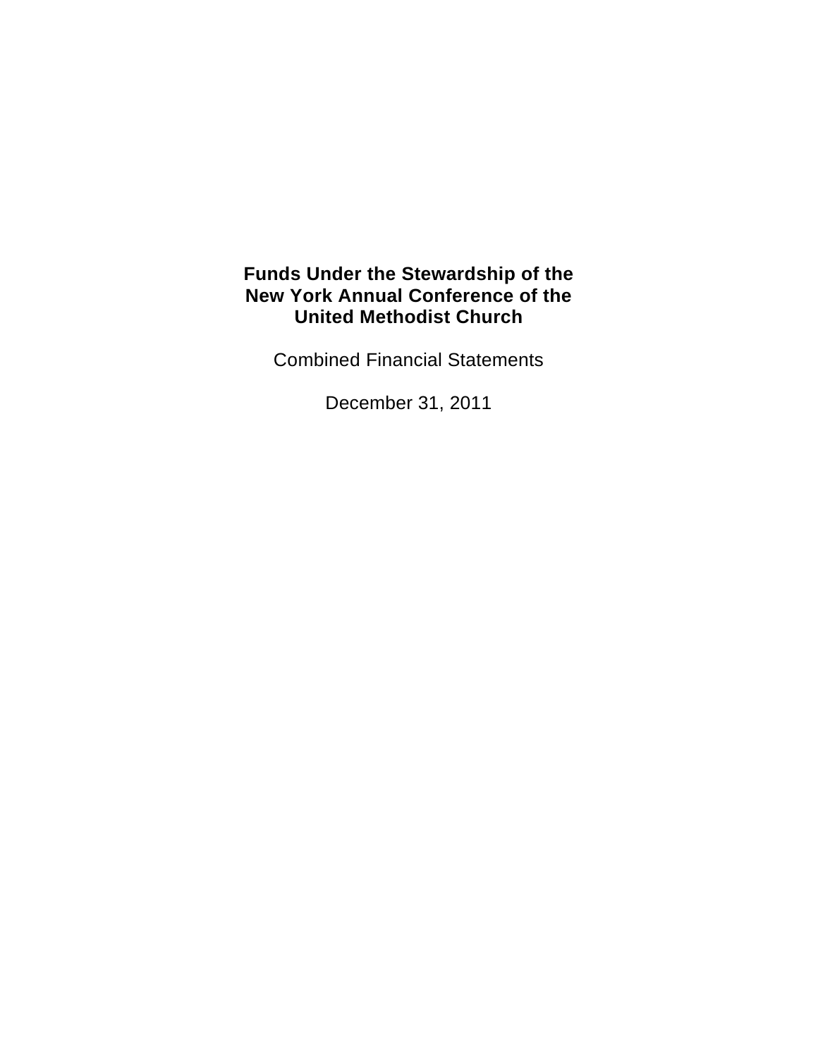# Funds Under the Stewardship of the New York Annual Conference of the United Methodist Church

Combined Financial Statements

December 31, 2011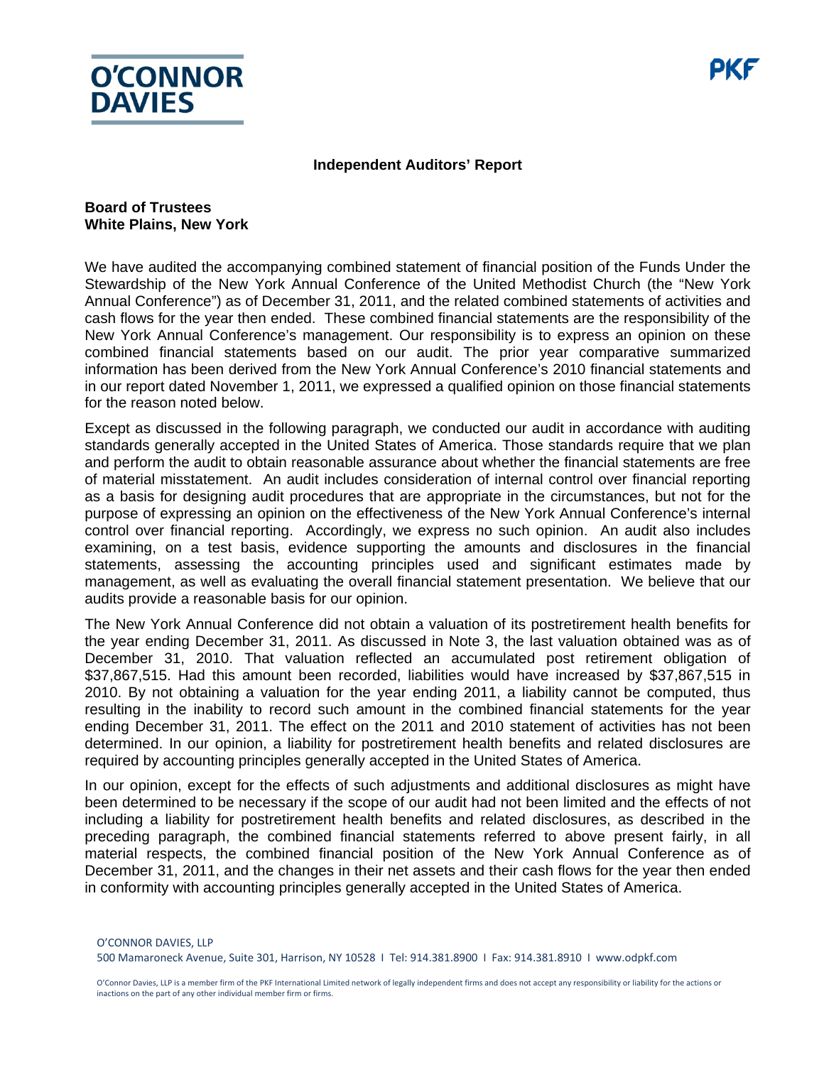**O'CONNOR DAVIES** **PKF**

**Independent Auditors' Report**

**Board of Trustees**
**White Plains, New York**

We have audited the accompanying combined statement of financial position of the Funds Under the Stewardship of the New York Annual Conference of the United Methodist Church (the "New York Annual Conference") as of December 31, 2011, and the related combined statements of activities and cash flows for the year then ended. These combined financial statements are the responsibility of the New York Annual Conference's management. Our responsibility is to express an opinion on these combined financial statements based on our audit. The prior year comparative summarized information has been derived from the New York Annual Conference's 2010 financial statements and in our report dated November 1, 2011, we expressed a qualified opinion on those financial statements for the reason noted below.

Except as discussed in the following paragraph, we conducted our audit in accordance with auditing standards generally accepted in the United States of America. Those standards require that we plan and perform the audit to obtain reasonable assurance about whether the financial statements are free of material misstatement. An audit includes consideration of internal control over financial reporting as a basis for designing audit procedures that are appropriate in the circumstances, but not for the purpose of expressing an opinion on the effectiveness of the New York Annual Conference's internal control over financial reporting. Accordingly, we express no such opinion. An audit also includes examining, on a test basis, evidence supporting the amounts and disclosures in the financial statements, assessing the accounting principles used and significant estimates made by management, as well as evaluating the overall financial statement presentation. We believe that our audits provide a reasonable basis for our opinion.

The New York Annual Conference did not obtain a valuation of its postretirement health benefits for the year ending December 31, 2011. As discussed in Note 3, the last valuation obtained was as of December 31, 2010. That valuation reflected an accumulated post retirement obligation of $37,867,515. Had this amount been recorded, liabilities would have increased by $37,867,515 in 2010. By not obtaining a valuation for the year ending 2011, a liability cannot be computed, thus resulting in the inability to record such amount in the combined financial statements for the year ending December 31, 2011. The effect on the 2011 and 2010 statement of activities has not been determined. In our opinion, a liability for postretirement health benefits and related disclosures are required by accounting principles generally accepted in the United States of America.

In our opinion, except for the effects of such adjustments and additional disclosures as might have been determined to be necessary if the scope of our audit had not been limited and the effects of not including a liability for postretirement health benefits and related disclosures, as described in the preceding paragraph, the combined financial statements referred to above present fairly, in all material respects, the combined financial position of the New York Annual Conference as of December 31, 2011, and the changes in their net assets and their cash flows for the year then ended in conformity with accounting principles generally accepted in the United States of America.

O'CONNOR DAVIES, LLP
500 Mamaroneck Avenue, Suite 301, Harrison, NY 10528 I Tel: 914.381.8900 I Fax: 914.381.8910 I www.odpkf.com

O'Connor Davies, LLP is a member firm of the PKF International Limited network of legally independent firms and does not accept any responsibility or liability for the actions or inactions on the part of any other individual member firm or firms.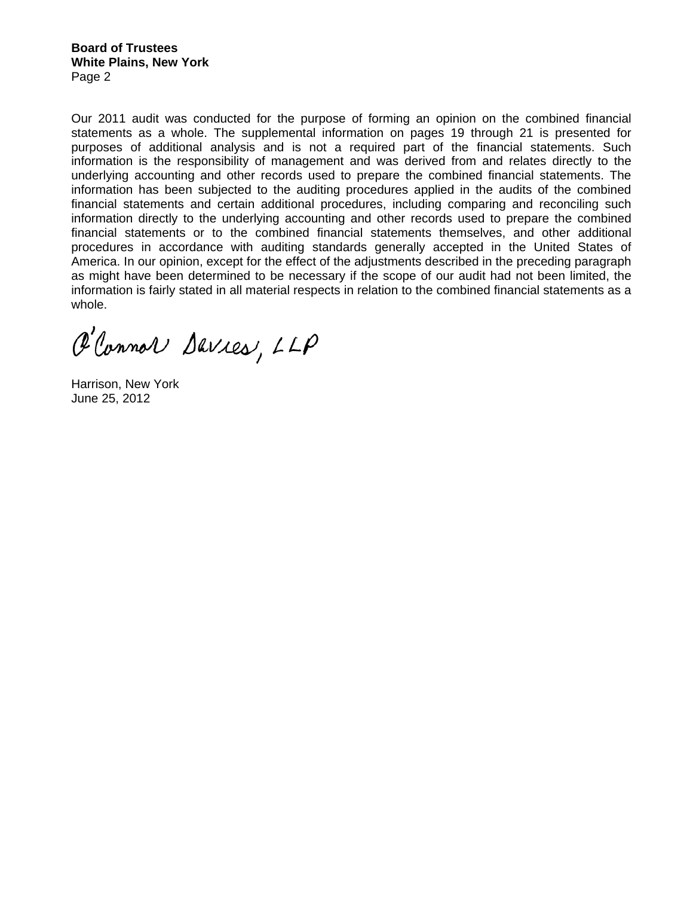**Board of Trustees**
**White Plains, New York**
Page 2

Our 2011 audit was conducted for the purpose of forming an opinion on the combined financial statements as a whole. The supplemental information on pages 19 through 21 is presented for purposes of additional analysis and is not a required part of the financial statements. Such information is the responsibility of management and was derived from and relates directly to the underlying accounting and other records used to prepare the combined financial statements. The information has been subjected to the auditing procedures applied in the audits of the combined financial statements and certain additional procedures, including comparing and reconciling such information directly to the underlying accounting and other records used to prepare the combined financial statements or to the combined financial statements themselves, and other additional procedures in accordance with auditing standards generally accepted in the United States of America. In our opinion, except for the effect of the adjustments described in the preceding paragraph as might have been determined to be necessary if the scope of our audit had not been limited, the information is fairly stated in all material respects in relation to the combined financial statements as a whole.

O'Connor Davies, LLP

Harrison, New York
June 25, 2012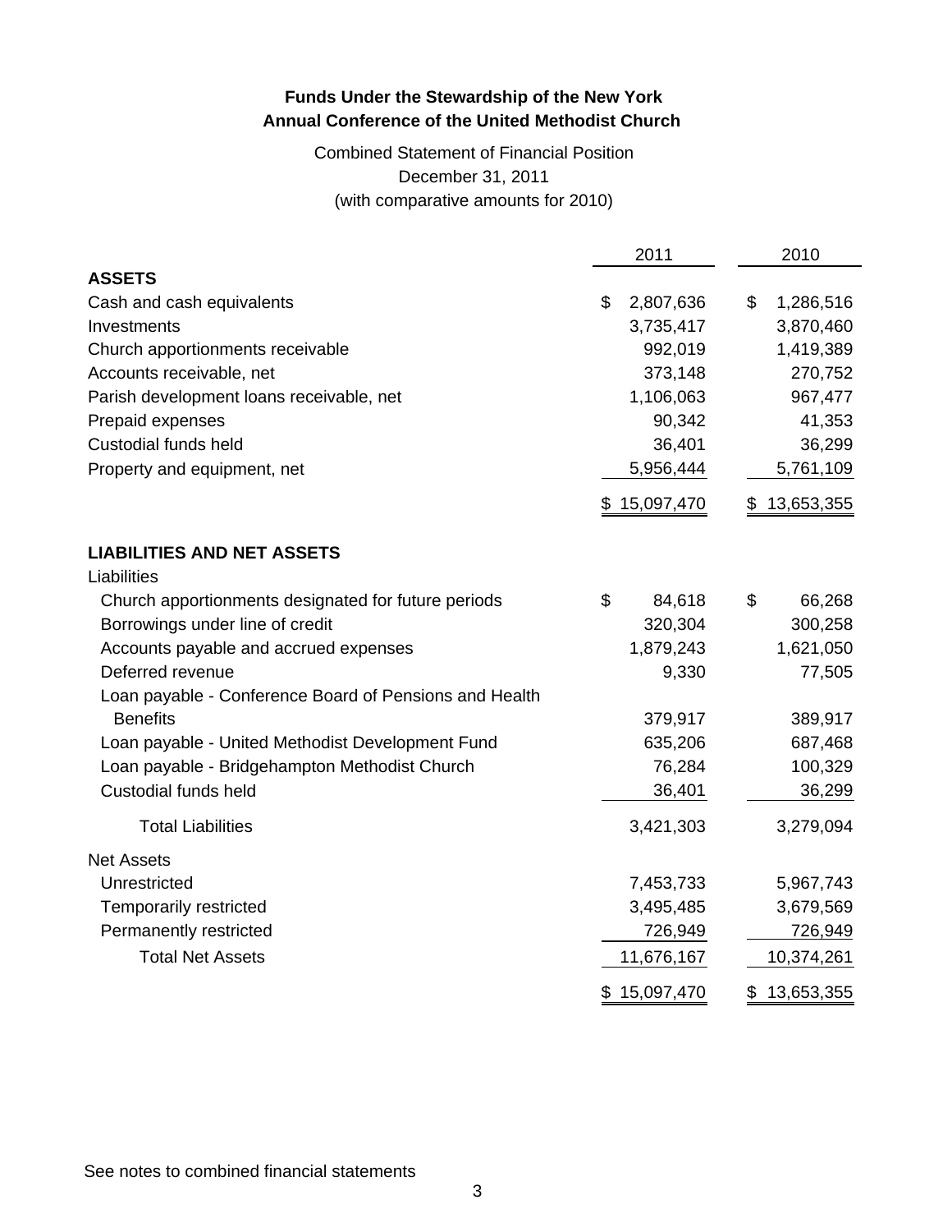**Funds Under the Stewardship of the New York Annual Conference of the United Methodist Church**

Combined Statement of Financial Position
December 31, 2011
(with comparative amounts for 2010)

| | 2011 | 2010 |
|---|---|---|
| **ASSETS** | | |
| Cash and cash equivalents | $ 2,807,636 | $ 1,286,516 |
| Investments | 3,735,417 | 3,870,460 |
| Church apportionments receivable | 992,019 | 1,419,389 |
| Accounts receivable, net | 373,148 | 270,752 |
| Parish development loans receivable, net | 1,106,063 | 967,477 |
| Prepaid expenses | 90,342 | 41,353 |
| Custodial funds held | 36,401 | 36,299 |
| Property and equipment, net | 5,956,444 | 5,761,109 |
| | $ 15,097,470 | $ 13,653,355 |
| **LIABILITIES AND NET ASSETS** | | |
| Liabilities | | |
| Church apportionments designated for future periods | $ 84,618 | $ 66,268 |
| Borrowings under line of credit | 320,304 | 300,258 |
| Accounts payable and accrued expenses | 1,879,243 | 1,621,050 |
| Deferred revenue | 9,330 | 77,505 |
| Loan payable - Conference Board of Pensions and Health Benefits | 379,917 | 389,917 |
| Loan payable - United Methodist Development Fund | 635,206 | 687,468 |
| Loan payable - Bridgehampton Methodist Church | 76,284 | 100,329 |
| Custodial funds held | 36,401 | 36,299 |
| Total Liabilities | 3,421,303 | 3,279,094 |
| Net Assets | | |
| Unrestricted | 7,453,733 | 5,967,743 |
| Temporarily restricted | 3,495,485 | 3,679,569 |
| Permanently restricted | 726,949 | 726,949 |
| Total Net Assets | 11,676,167 | 10,374,261 |
| | $ 15,097,470 | $ 13,653,355 |

See notes to combined financial statements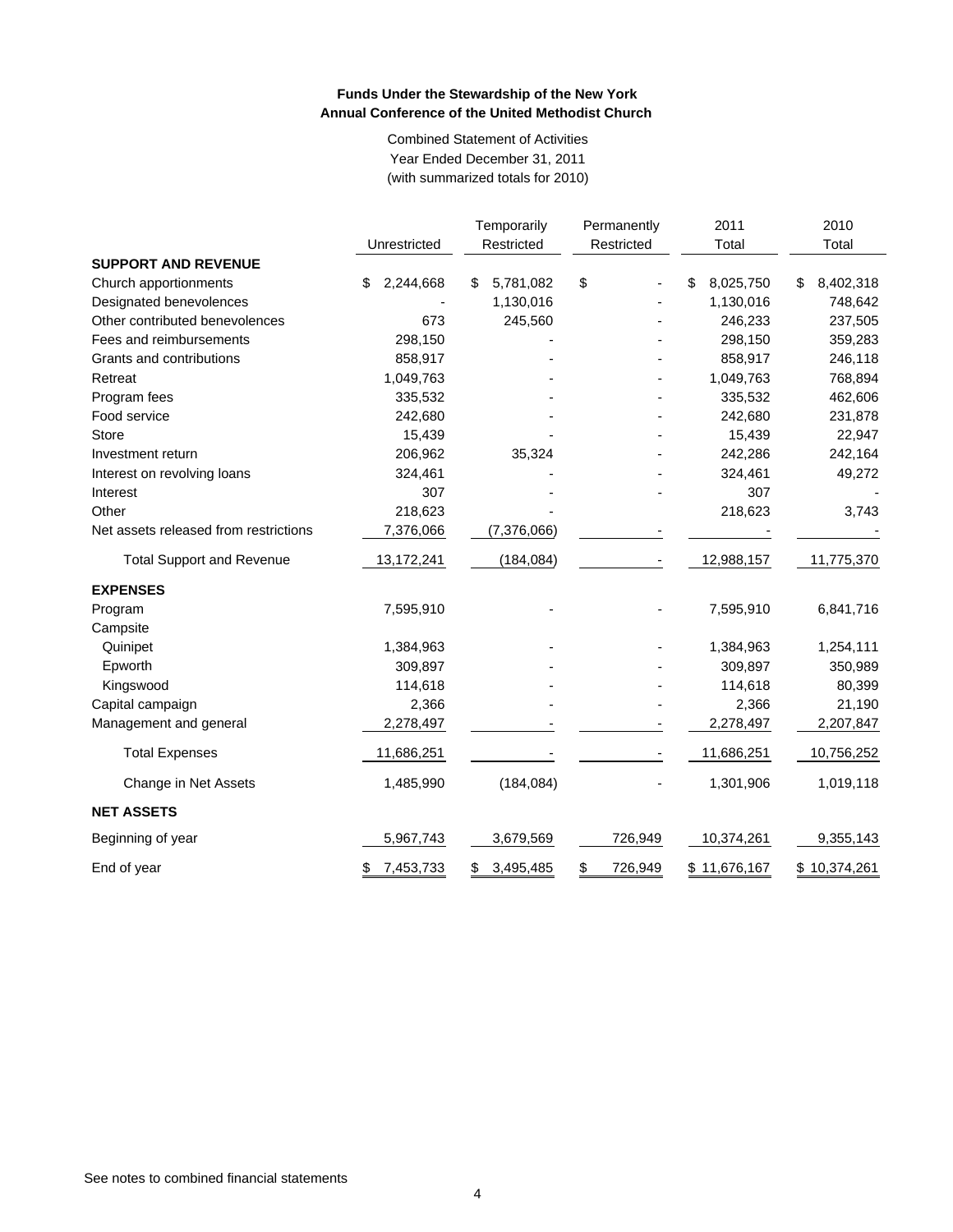**Funds Under the Stewardship of the New York Annual Conference of the United Methodist Church**

Combined Statement of Activities
Year Ended December 31, 2011
(with summarized totals for 2010)

| | Unrestricted | Temporarily Restricted | Permanently Restricted | 2011 Total | 2010 Total |
|---|---|---|---|---|---|
| **SUPPORT AND REVENUE** | | | | | |
| Church apportionments | $ 2,244,668 | $ 5,781,082 | $ - | $ 8,025,750 | $ 8,402,318 |
| Designated benevolences | - | 1,130,016 | - | 1,130,016 | 748,642 |
| Other contributed benevolences | 673 | 245,560 | - | 246,233 | 237,505 |
| Fees and reimbursements | 298,150 | - | - | 298,150 | 359,283 |
| Grants and contributions | 858,917 | - | - | 858,917 | 246,118 |
| Retreat | 1,049,763 | - | - | 1,049,763 | 768,894 |
| Program fees | 335,532 | - | - | 335,532 | 462,606 |
| Food service | 242,680 | - | - | 242,680 | 231,878 |
| Store | 15,439 | - | - | 15,439 | 22,947 |
| Investment return | 206,962 | 35,324 | - | 242,286 | 242,164 |
| Interest on revolving loans | 324,461 | - | - | 324,461 | 49,272 |
| Interest | 307 | - | - | 307 | - |
| Other | 218,623 | - | | 218,623 | 3,743 |
| Net assets released from restrictions | 7,376,066 | (7,376,066) | - | - | - |
| Total Support and Revenue | 13,172,241 | (184,084) | - | 12,988,157 | 11,775,370 |
| **EXPENSES** | | | | | |
| Program | 7,595,910 | - | - | 7,595,910 | 6,841,716 |
| Campsite | | | | | |
| Quinipet | 1,384,963 | - | - | 1,384,963 | 1,254,111 |
| Epworth | 309,897 | - | - | 309,897 | 350,989 |
| Kingswood | 114,618 | - | - | 114,618 | 80,399 |
| Capital campaign | 2,366 | - | - | 2,366 | 21,190 |
| Management and general | 2,278,497 | - | - | 2,278,497 | 2,207,847 |
| Total Expenses | 11,686,251 | - | - | 11,686,251 | 10,756,252 |
| Change in Net Assets | 1,485,990 | (184,084) | - | 1,301,906 | 1,019,118 |
| **NET ASSETS** | | | | | |
| Beginning of year | 5,967,743 | 3,679,569 | 726,949 | 10,374,261 | 9,355,143 |
| End of year | $ 7,453,733 | $ 3,495,485 | $ 726,949 | $ 11,676,167 | $ 10,374,261 |

See notes to combined financial statements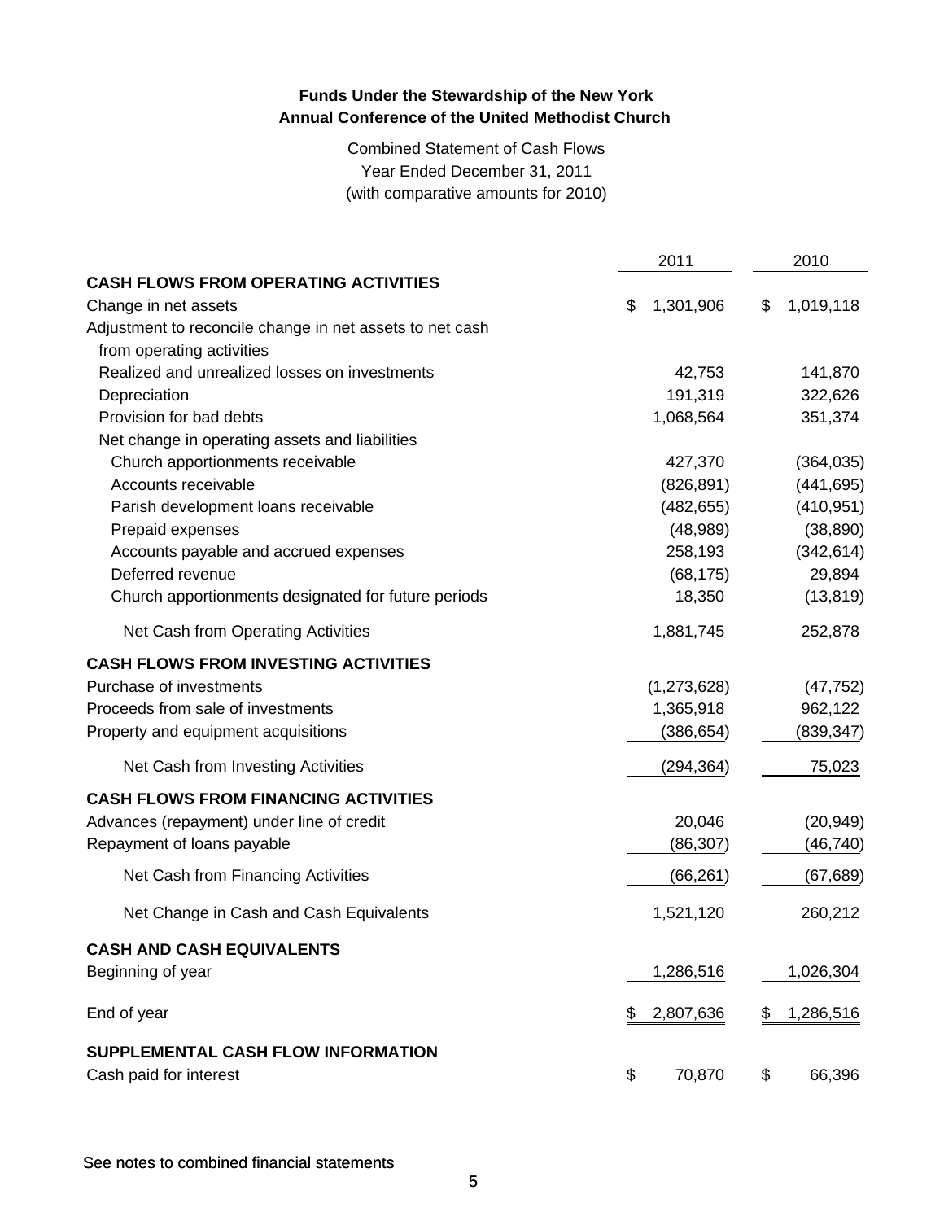**Funds Under the Stewardship of the New York Annual Conference of the United Methodist Church**

Combined Statement of Cash Flows
Year Ended December 31, 2011
(with comparative amounts for 2010)

| | 2011 | 2010 |
|---|---|---|
| **CASH FLOWS FROM OPERATING ACTIVITIES** | | |
| Change in net assets | $ 1,301,906 | $ 1,019,118 |
| Adjustment to reconcile change in net assets to net cash from operating activities | | |
| Realized and unrealized losses on investments | 42,753 | 141,870 |
| Depreciation | 191,319 | 322,626 |
| Provision for bad debts | 1,068,564 | 351,374 |
| Net change in operating assets and liabilities | | |
| Church apportionments receivable | 427,370 | (364,035) |
| Accounts receivable | (826,891) | (441,695) |
| Parish development loans receivable | (482,655) | (410,951) |
| Prepaid expenses | (48,989) | (38,890) |
| Accounts payable and accrued expenses | 258,193 | (342,614) |
| Deferred revenue | (68,175) | 29,894 |
| Church apportionments designated for future periods | 18,350 | (13,819) |
| Net Cash from Operating Activities | 1,881,745 | 252,878 |
| **CASH FLOWS FROM INVESTING ACTIVITIES** | | |
| Purchase of investments | (1,273,628) | (47,752) |
| Proceeds from sale of investments | 1,365,918 | 962,122 |
| Property and equipment acquisitions | (386,654) | (839,347) |
| Net Cash from Investing Activities | (294,364) | 75,023 |
| **CASH FLOWS FROM FINANCING ACTIVITIES** | | |
| Advances (repayment) under line of credit | 20,046 | (20,949) |
| Repayment of loans payable | (86,307) | (46,740) |
| Net Cash from Financing Activities | (66,261) | (67,689) |
| Net Change in Cash and Cash Equivalents | 1,521,120 | 260,212 |
| **CASH AND CASH EQUIVALENTS** | | |
| Beginning of year | 1,286,516 | 1,026,304 |
| End of year | $ 2,807,636 | $ 1,286,516 |
| **SUPPLEMENTAL CASH FLOW INFORMATION** | | |
| Cash paid for interest | $ 70,870 | $ 66,396 |

See notes to combined financial statements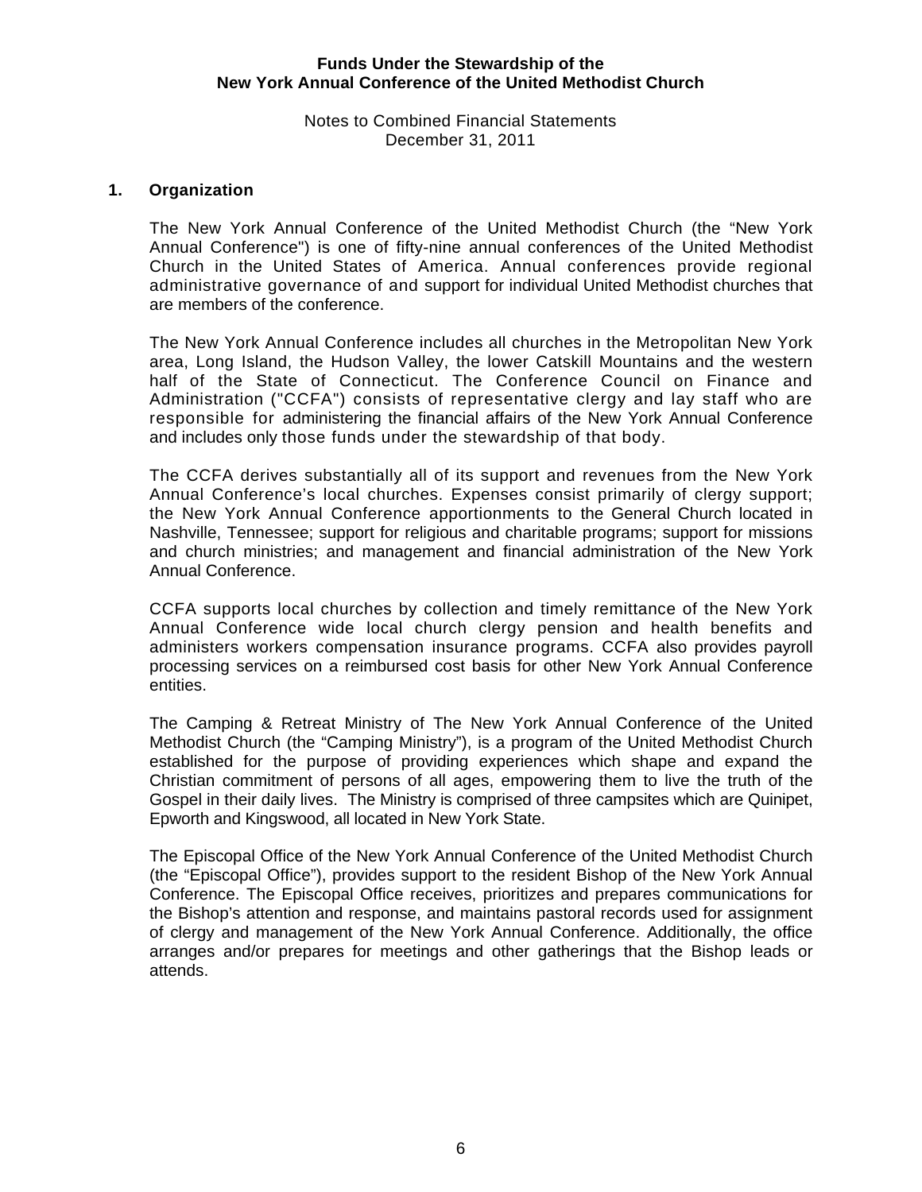**Funds Under the Stewardship of the**
**New York Annual Conference of the United Methodist Church**

Notes to Combined Financial Statements
December 31, 2011

## 1. Organization

The New York Annual Conference of the United Methodist Church (the "New York Annual Conference") is one of fifty-nine annual conferences of the United Methodist Church in the United States of America. Annual conferences provide regional administrative governance of and support for individual United Methodist churches that are members of the conference.

The New York Annual Conference includes all churches in the Metropolitan New York area, Long Island, the Hudson Valley, the lower Catskill Mountains and the western half of the State of Connecticut. The Conference Council on Finance and Administration ("CCFA") consists of representative clergy and lay staff who are responsible for administering the financial affairs of the New York Annual Conference and includes only those funds under the stewardship of that body.

The CCFA derives substantially all of its support and revenues from the New York Annual Conference's local churches. Expenses consist primarily of clergy support; the New York Annual Conference apportionments to the General Church located in Nashville, Tennessee; support for religious and charitable programs; support for missions and church ministries; and management and financial administration of the New York Annual Conference.

CCFA supports local churches by collection and timely remittance of the New York Annual Conference wide local church clergy pension and health benefits and administers workers compensation insurance programs. CCFA also provides payroll processing services on a reimbursed cost basis for other New York Annual Conference entities.

The Camping & Retreat Ministry of The New York Annual Conference of the United Methodist Church (the "Camping Ministry"), is a program of the United Methodist Church established for the purpose of providing experiences which shape and expand the Christian commitment of persons of all ages, empowering them to live the truth of the Gospel in their daily lives. The Ministry is comprised of three campsites which are Quinipet, Epworth and Kingswood, all located in New York State.

The Episcopal Office of the New York Annual Conference of the United Methodist Church (the "Episcopal Office"), provides support to the resident Bishop of the New York Annual Conference. The Episcopal Office receives, prioritizes and prepares communications for the Bishop's attention and response, and maintains pastoral records used for assignment of clergy and management of the New York Annual Conference. Additionally, the office arranges and/or prepares for meetings and other gatherings that the Bishop leads or attends.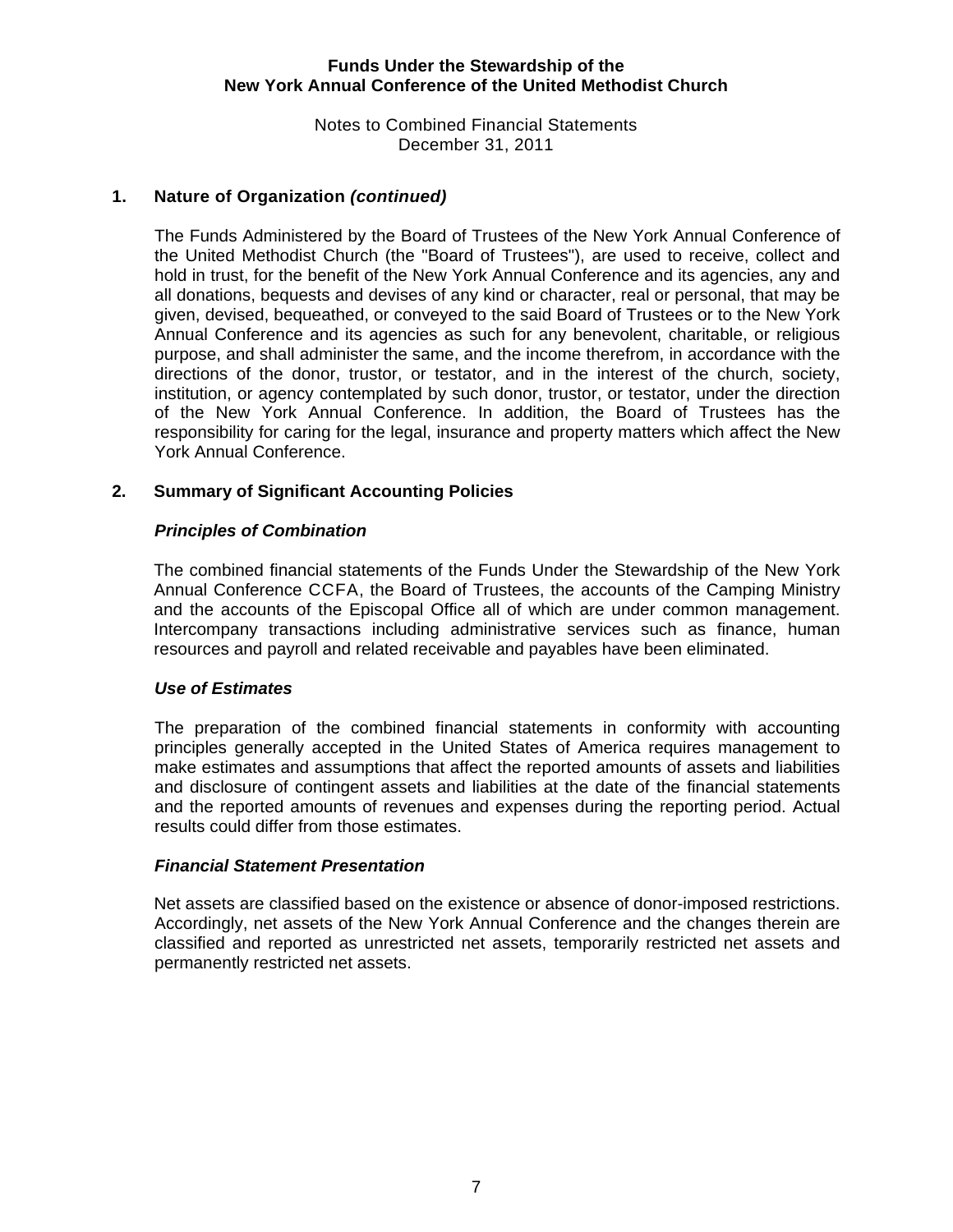## 1. Nature of Organization *(continued)*

The Funds Administered by the Board of Trustees of the New York Annual Conference of the United Methodist Church (the "Board of Trustees"), are used to receive, collect and hold in trust, for the benefit of the New York Annual Conference and its agencies, any and all donations, bequests and devises of any kind or character, real or personal, that may be given, devised, bequeathed, or conveyed to the said Board of Trustees or to the New York Annual Conference and its agencies as such for any benevolent, charitable, or religious purpose, and shall administer the same, and the income therefrom, in accordance with the directions of the donor, trustor, or testator, and in the interest of the church, society, institution, or agency contemplated by such donor, trustor, or testator, under the direction of the New York Annual Conference. In addition, the Board of Trustees has the responsibility for caring for the legal, insurance and property matters which affect the New York Annual Conference.

## 2. Summary of Significant Accounting Policies

### *Principles of Combination*

The combined financial statements of the Funds Under the Stewardship of the New York Annual Conference CCFA, the Board of Trustees, the accounts of the Camping Ministry and the accounts of the Episcopal Office all of which are under common management. Intercompany transactions including administrative services such as finance, human resources and payroll and related receivable and payables have been eliminated.

### *Use of Estimates*

The preparation of the combined financial statements in conformity with accounting principles generally accepted in the United States of America requires management to make estimates and assumptions that affect the reported amounts of assets and liabilities and disclosure of contingent assets and liabilities at the date of the financial statements and the reported amounts of revenues and expenses during the reporting period. Actual results could differ from those estimates.

### *Financial Statement Presentation*

Net assets are classified based on the existence or absence of donor-imposed restrictions. Accordingly, net assets of the New York Annual Conference and the changes therein are classified and reported as unrestricted net assets, temporarily restricted net assets and permanently restricted net assets.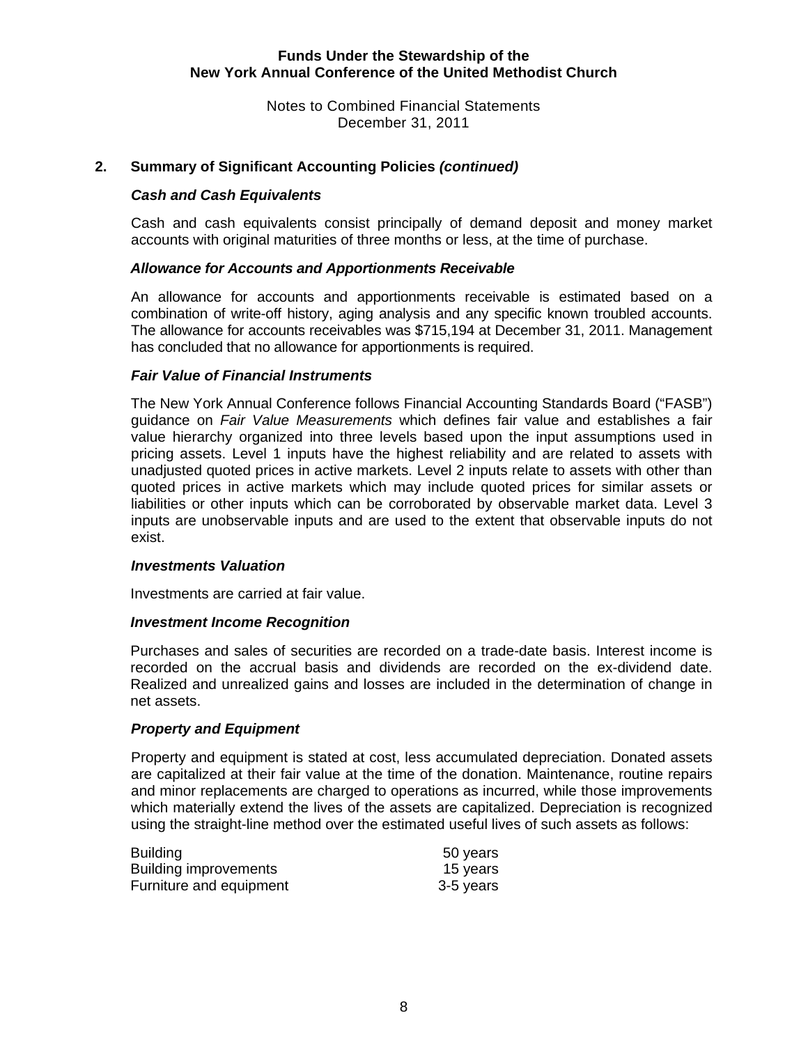## 2. Summary of Significant Accounting Policies *(continued)*

### *Cash and Cash Equivalents*

Cash and cash equivalents consist principally of demand deposit and money market accounts with original maturities of three months or less, at the time of purchase.

### *Allowance for Accounts and Apportionments Receivable*

An allowance for accounts and apportionments receivable is estimated based on a combination of write-off history, aging analysis and any specific known troubled accounts. The allowance for accounts receivables was $715,194 at December 31, 2011. Management has concluded that no allowance for apportionments is required.

### *Fair Value of Financial Instruments*

The New York Annual Conference follows Financial Accounting Standards Board ("FASB") guidance on *Fair Value Measurements* which defines fair value and establishes a fair value hierarchy organized into three levels based upon the input assumptions used in pricing assets. Level 1 inputs have the highest reliability and are related to assets with unadjusted quoted prices in active markets. Level 2 inputs relate to assets with other than quoted prices in active markets which may include quoted prices for similar assets or liabilities or other inputs which can be corroborated by observable market data. Level 3 inputs are unobservable inputs and are used to the extent that observable inputs do not exist.

### *Investments Valuation*

Investments are carried at fair value.

### *Investment Income Recognition*

Purchases and sales of securities are recorded on a trade-date basis. Interest income is recorded on the accrual basis and dividends are recorded on the ex-dividend date. Realized and unrealized gains and losses are included in the determination of change in net assets.

### *Property and Equipment*

Property and equipment is stated at cost, less accumulated depreciation. Donated assets are capitalized at their fair value at the time of the donation. Maintenance, routine repairs and minor replacements are charged to operations as incurred, while those improvements which materially extend the lives of the assets are capitalized. Depreciation is recognized using the straight-line method over the estimated useful lives of such assets as follows:

| | |
|---|---|
| Building | 50 years |
| Building improvements | 15 years |
| Furniture and equipment | 3-5 years |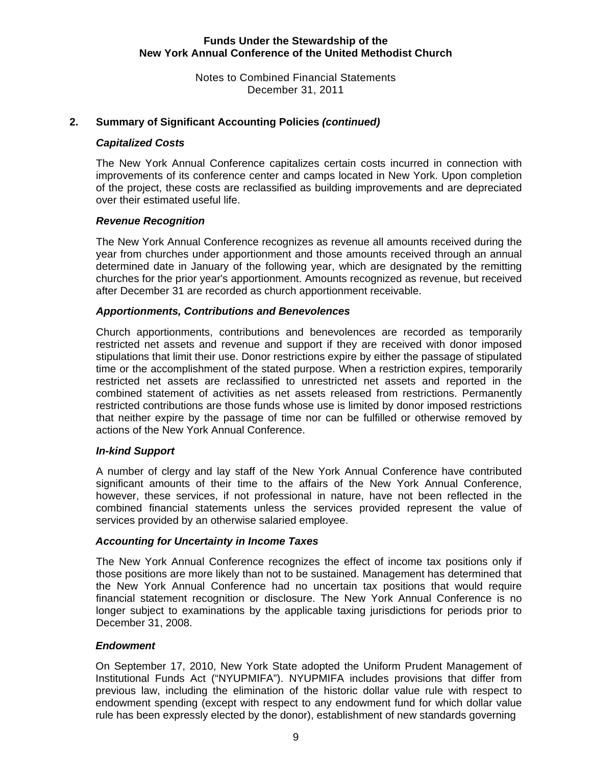## 2. Summary of Significant Accounting Policies *(continued)*

### *Capitalized Costs*

The New York Annual Conference capitalizes certain costs incurred in connection with improvements of its conference center and camps located in New York. Upon completion of the project, these costs are reclassified as building improvements and are depreciated over their estimated useful life.

### *Revenue Recognition*

The New York Annual Conference recognizes as revenue all amounts received during the year from churches under apportionment and those amounts received through an annual determined date in January of the following year, which are designated by the remitting churches for the prior year's apportionment. Amounts recognized as revenue, but received after December 31 are recorded as church apportionment receivable.

### *Apportionments, Contributions and Benevolences*

Church apportionments, contributions and benevolences are recorded as temporarily restricted net assets and revenue and support if they are received with donor imposed stipulations that limit their use. Donor restrictions expire by either the passage of stipulated time or the accomplishment of the stated purpose. When a restriction expires, temporarily restricted net assets are reclassified to unrestricted net assets and reported in the combined statement of activities as net assets released from restrictions. Permanently restricted contributions are those funds whose use is limited by donor imposed restrictions that neither expire by the passage of time nor can be fulfilled or otherwise removed by actions of the New York Annual Conference.

### *In-kind Support*

A number of clergy and lay staff of the New York Annual Conference have contributed significant amounts of their time to the affairs of the New York Annual Conference, however, these services, if not professional in nature, have not been reflected in the combined financial statements unless the services provided represent the value of services provided by an otherwise salaried employee.

### *Accounting for Uncertainty in Income Taxes*

The New York Annual Conference recognizes the effect of income tax positions only if those positions are more likely than not to be sustained. Management has determined that the New York Annual Conference had no uncertain tax positions that would require financial statement recognition or disclosure. The New York Annual Conference is no longer subject to examinations by the applicable taxing jurisdictions for periods prior to December 31, 2008.

### *Endowment*

On September 17, 2010, New York State adopted the Uniform Prudent Management of Institutional Funds Act ("NYUPMIFA"). NYUPMIFA includes provisions that differ from previous law, including the elimination of the historic dollar value rule with respect to endowment spending (except with respect to any endowment fund for which dollar value rule has been expressly elected by the donor), establishment of new standards governing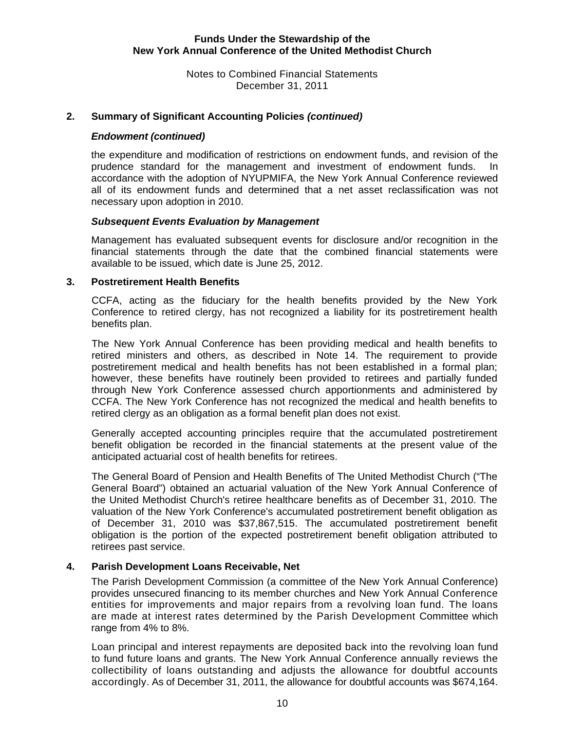## 2. Summary of Significant Accounting Policies *(continued)*

### *Endowment (continued)*

the expenditure and modification of restrictions on endowment funds, and revision of the prudence standard for the management and investment of endowment funds. In accordance with the adoption of NYUPMIFA, the New York Annual Conference reviewed all of its endowment funds and determined that a net asset reclassification was not necessary upon adoption in 2010.

### *Subsequent Events Evaluation by Management*

Management has evaluated subsequent events for disclosure and/or recognition in the financial statements through the date that the combined financial statements were available to be issued, which date is June 25, 2012.

## 3. Postretirement Health Benefits

CCFA, acting as the fiduciary for the health benefits provided by the New York Conference to retired clergy, has not recognized a liability for its postretirement health benefits plan.

The New York Annual Conference has been providing medical and health benefits to retired ministers and others, as described in Note 14. The requirement to provide postretirement medical and health benefits has not been established in a formal plan; however, these benefits have routinely been provided to retirees and partially funded through New York Conference assessed church apportionments and administered by CCFA. The New York Conference has not recognized the medical and health benefits to retired clergy as an obligation as a formal benefit plan does not exist.

Generally accepted accounting principles require that the accumulated postretirement benefit obligation be recorded in the financial statements at the present value of the anticipated actuarial cost of health benefits for retirees.

The General Board of Pension and Health Benefits of The United Methodist Church ("The General Board") obtained an actuarial valuation of the New York Annual Conference of the United Methodist Church's retiree healthcare benefits as of December 31, 2010. The valuation of the New York Conference's accumulated postretirement benefit obligation as of December 31, 2010 was $37,867,515. The accumulated postretirement benefit obligation is the portion of the expected postretirement benefit obligation attributed to retirees past service.

## 4. Parish Development Loans Receivable, Net

The Parish Development Commission (a committee of the New York Annual Conference) provides unsecured financing to its member churches and New York Annual Conference entities for improvements and major repairs from a revolving loan fund. The loans are made at interest rates determined by the Parish Development Committee which range from 4% to 8%.

Loan principal and interest repayments are deposited back into the revolving loan fund to fund future loans and grants. The New York Annual Conference annually reviews the collectibility of loans outstanding and adjusts the allowance for doubtful accounts accordingly. As of December 31, 2011, the allowance for doubtful accounts was $674,164.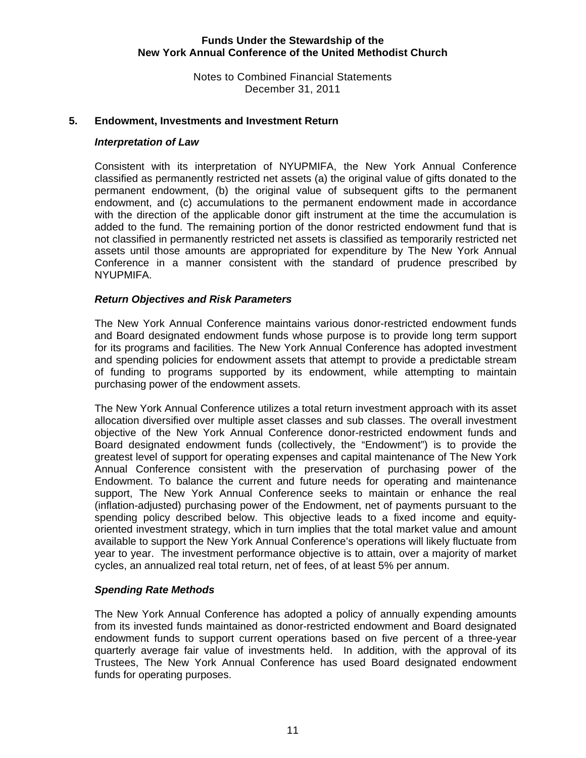## 5. Endowment, Investments and Investment Return

### *Interpretation of Law*

Consistent with its interpretation of NYUPMIFA, the New York Annual Conference classified as permanently restricted net assets (a) the original value of gifts donated to the permanent endowment, (b) the original value of subsequent gifts to the permanent endowment, and (c) accumulations to the permanent endowment made in accordance with the direction of the applicable donor gift instrument at the time the accumulation is added to the fund. The remaining portion of the donor restricted endowment fund that is not classified in permanently restricted net assets is classified as temporarily restricted net assets until those amounts are appropriated for expenditure by The New York Annual Conference in a manner consistent with the standard of prudence prescribed by NYUPMIFA.

### *Return Objectives and Risk Parameters*

The New York Annual Conference maintains various donor-restricted endowment funds and Board designated endowment funds whose purpose is to provide long term support for its programs and facilities. The New York Annual Conference has adopted investment and spending policies for endowment assets that attempt to provide a predictable stream of funding to programs supported by its endowment, while attempting to maintain purchasing power of the endowment assets.

The New York Annual Conference utilizes a total return investment approach with its asset allocation diversified over multiple asset classes and sub classes. The overall investment objective of the New York Annual Conference donor-restricted endowment funds and Board designated endowment funds (collectively, the "Endowment") is to provide the greatest level of support for operating expenses and capital maintenance of The New York Annual Conference consistent with the preservation of purchasing power of the Endowment. To balance the current and future needs for operating and maintenance support, The New York Annual Conference seeks to maintain or enhance the real (inflation-adjusted) purchasing power of the Endowment, net of payments pursuant to the spending policy described below. This objective leads to a fixed income and equity-oriented investment strategy, which in turn implies that the total market value and amount available to support the New York Annual Conference's operations will likely fluctuate from year to year. The investment performance objective is to attain, over a majority of market cycles, an annualized real total return, net of fees, of at least 5% per annum.

### *Spending Rate Methods*

The New York Annual Conference has adopted a policy of annually expending amounts from its invested funds maintained as donor-restricted endowment and Board designated endowment funds to support current operations based on five percent of a three-year quarterly average fair value of investments held. In addition, with the approval of its Trustees, The New York Annual Conference has used Board designated endowment funds for operating purposes.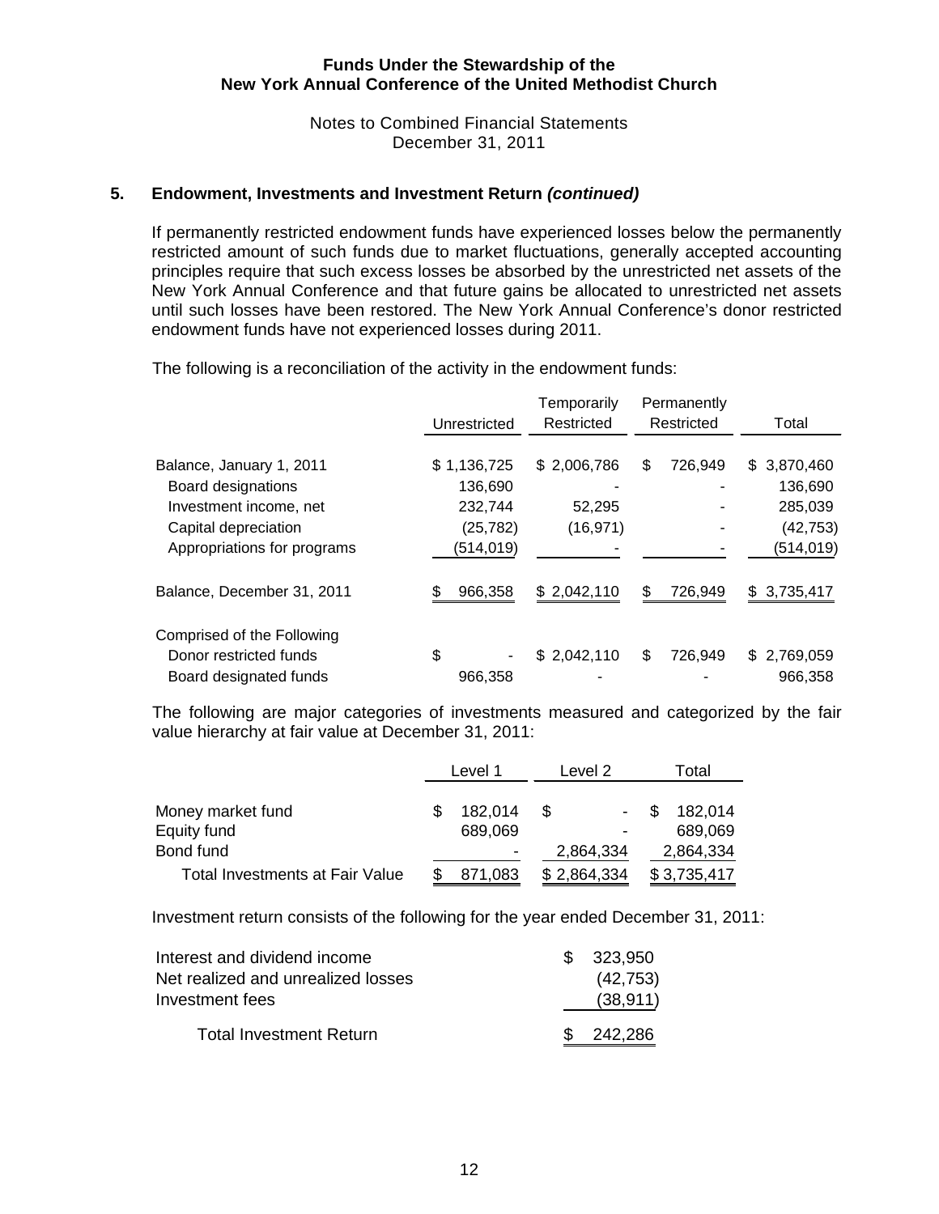## 5. Endowment, Investments and Investment Return *(continued)*

If permanently restricted endowment funds have experienced losses below the permanently restricted amount of such funds due to market fluctuations, generally accepted accounting principles require that such excess losses be absorbed by the unrestricted net assets of the New York Annual Conference and that future gains be allocated to unrestricted net assets until such losses have been restored. The New York Annual Conference's donor restricted endowment funds have not experienced losses during 2011.

The following is a reconciliation of the activity in the endowment funds:

| | Unrestricted | Temporarily Restricted | Permanently Restricted | Total |
|---|---|---|---|---|
| Balance, January 1, 2011 | $ 1,136,725 | $ 2,006,786 | $ 726,949 | $ 3,870,460 |
| Board designations | 136,690 | - | - | 136,690 |
| Investment income, net | 232,744 | 52,295 | - | 285,039 |
| Capital depreciation | (25,782) | (16,971) | - | (42,753) |
| Appropriations for programs | (514,019) | - | - | (514,019) |
| Balance, December 31, 2011 | $ 966,358 | $ 2,042,110 | $ 726,949 | $ 3,735,417 |
| Comprised of the Following | | | | |
| Donor restricted funds | $ - | $ 2,042,110 | $ 726,949 | $ 2,769,059 |
| Board designated funds | 966,358 | - | - | 966,358 |

The following are major categories of investments measured and categorized by the fair value hierarchy at fair value at December 31, 2011:

| | Level 1 | Level 2 | Total |
|---|---|---|---|
| Money market fund | $ 182,014 | $ - | $ 182,014 |
| Equity fund | 689,069 | - | 689,069 |
| Bond fund | - | 2,864,334 | 2,864,334 |
| Total Investments at Fair Value | $ 871,083 | $ 2,864,334 | $ 3,735,417 |

Investment return consists of the following for the year ended December 31, 2011:

| | |
|---|---|
| Interest and dividend income | $ 323,950 |
| Net realized and unrealized losses | (42,753) |
| Investment fees | (38,911) |
| Total Investment Return | $ 242,286 |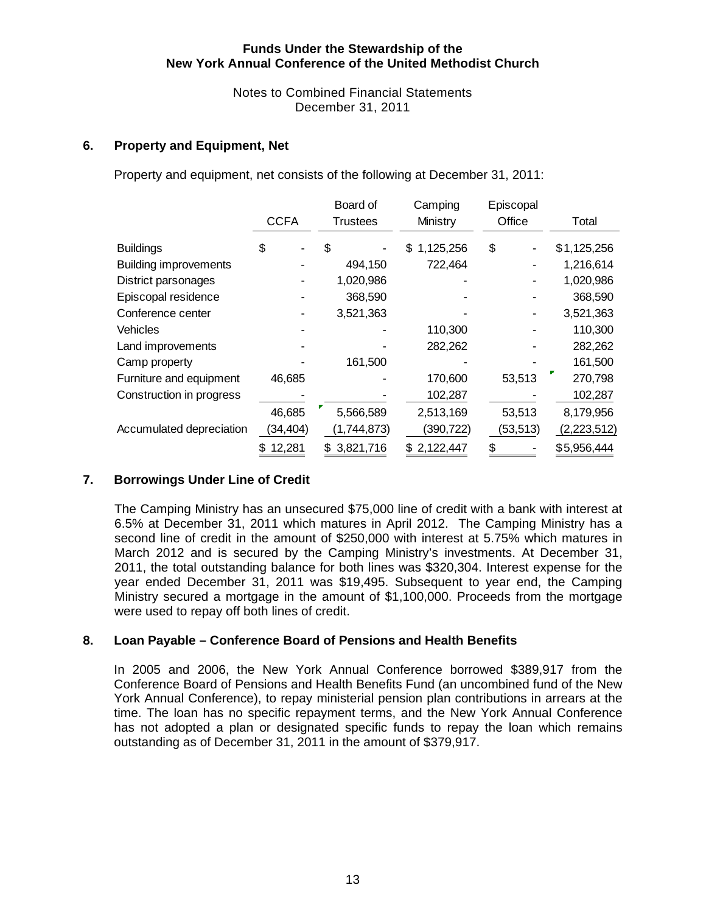**Funds Under the Stewardship of the**
**New York Annual Conference of the United Methodist Church**

Notes to Combined Financial Statements
December 31, 2011

## 6. Property and Equipment, Net

Property and equipment, net consists of the following at December 31, 2011:

| | CCFA | Board of Trustees | Camping Ministry | Episcopal Office | Total |
|---|---|---|---|---|---|
| Buildings | $ - | $ - | $ 1,125,256 | $ - | $1,125,256 |
| Building improvements | - | 494,150 | 722,464 | - | 1,216,614 |
| District parsonages | - | 1,020,986 | - | - | 1,020,986 |
| Episcopal residence | - | 368,590 | - | - | 368,590 |
| Conference center | - | 3,521,363 | - | - | 3,521,363 |
| Vehicles | - | - | 110,300 | - | 110,300 |
| Land improvements | - | - | 282,262 | - | 282,262 |
| Camp property | - | 161,500 | - | - | 161,500 |
| Furniture and equipment | 46,685 | - | 170,600 | 53,513 | 270,798 |
| Construction in progress | - | - | 102,287 | - | 102,287 |
| | 46,685 | 5,566,589 | 2,513,169 | 53,513 | 8,179,956 |
| Accumulated depreciation | (34,404) | (1,744,873) | (390,722) | (53,513) | (2,223,512) |
| | $ 12,281 | $ 3,821,716 | $ 2,122,447 | $ - | $5,956,444 |

## 7. Borrowings Under Line of Credit

The Camping Ministry has an unsecured $75,000 line of credit with a bank with interest at 6.5% at December 31, 2011 which matures in April 2012. The Camping Ministry has a second line of credit in the amount of $250,000 with interest at 5.75% which matures in March 2012 and is secured by the Camping Ministry's investments. At December 31, 2011, the total outstanding balance for both lines was $320,304. Interest expense for the year ended December 31, 2011 was $19,495. Subsequent to year end, the Camping Ministry secured a mortgage in the amount of $1,100,000. Proceeds from the mortgage were used to repay off both lines of credit.

## 8. Loan Payable – Conference Board of Pensions and Health Benefits

In 2005 and 2006, the New York Annual Conference borrowed $389,917 from the Conference Board of Pensions and Health Benefits Fund (an uncombined fund of the New York Annual Conference), to repay ministerial pension plan contributions in arrears at the time. The loan has no specific repayment terms, and the New York Annual Conference has not adopted a plan or designated specific funds to repay the loan which remains outstanding as of December 31, 2011 in the amount of $379,917.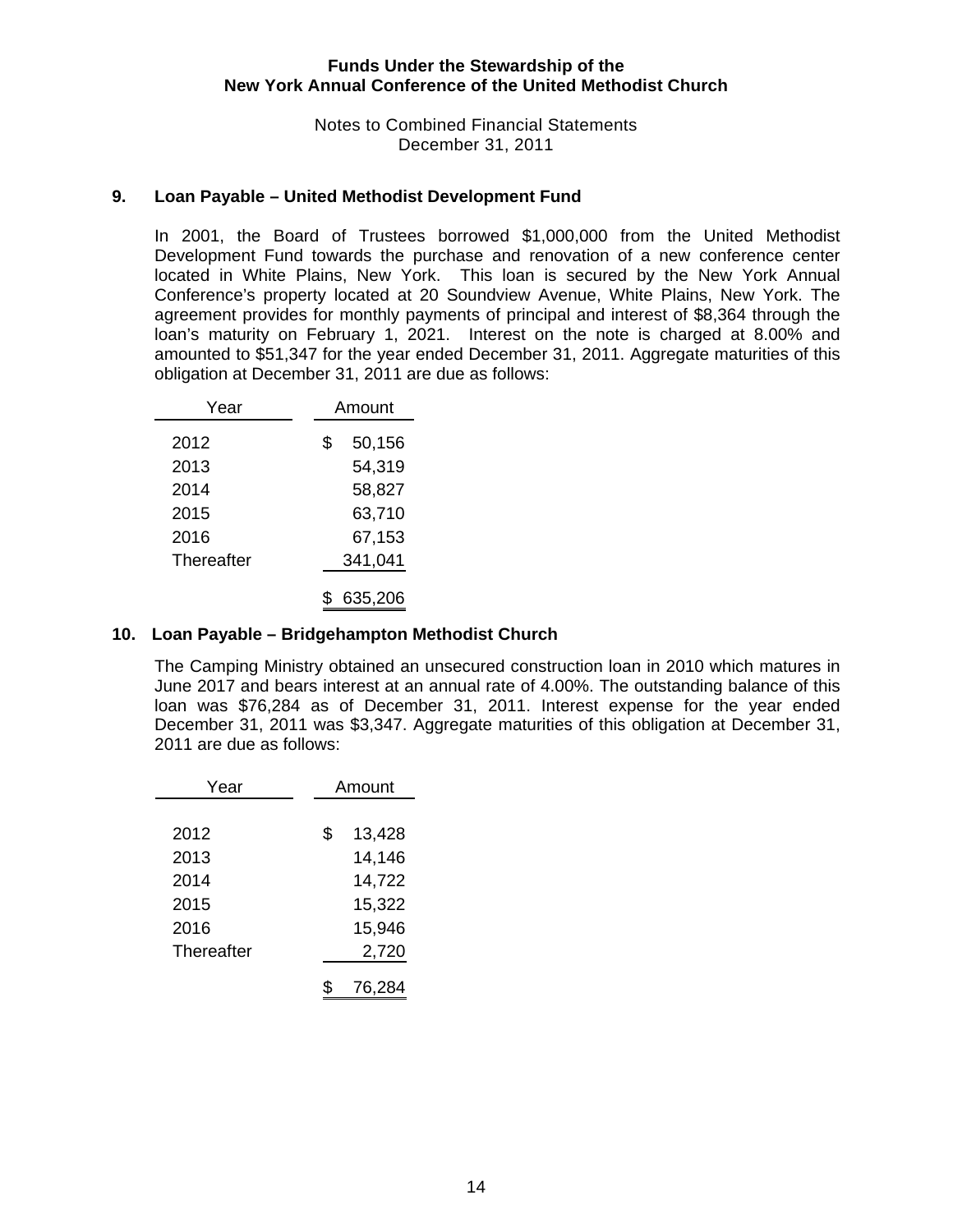## 9. Loan Payable – United Methodist Development Fund

In 2001, the Board of Trustees borrowed $1,000,000 from the United Methodist Development Fund towards the purchase and renovation of a new conference center located in White Plains, New York. This loan is secured by the New York Annual Conference's property located at 20 Soundview Avenue, White Plains, New York. The agreement provides for monthly payments of principal and interest of $8,364 through the loan's maturity on February 1, 2021. Interest on the note is charged at 8.00% and amounted to $51,347 for the year ended December 31, 2011. Aggregate maturities of this obligation at December 31, 2011 are due as follows:

| Year | Amount |
|---|---|
| 2012 | $ 50,156 |
| 2013 | 54,319 |
| 2014 | 58,827 |
| 2015 | 63,710 |
| 2016 | 67,153 |
| Thereafter | 341,041 |
| | $ 635,206 |

## 10. Loan Payable – Bridgehampton Methodist Church

The Camping Ministry obtained an unsecured construction loan in 2010 which matures in June 2017 and bears interest at an annual rate of 4.00%. The outstanding balance of this loan was $76,284 as of December 31, 2011. Interest expense for the year ended December 31, 2011 was $3,347. Aggregate maturities of this obligation at December 31, 2011 are due as follows:

| Year | Amount |
|---|---|
| 2012 | $ 13,428 |
| 2013 | 14,146 |
| 2014 | 14,722 |
| 2015 | 15,322 |
| 2016 | 15,946 |
| Thereafter | 2,720 |
| | $ 76,284 |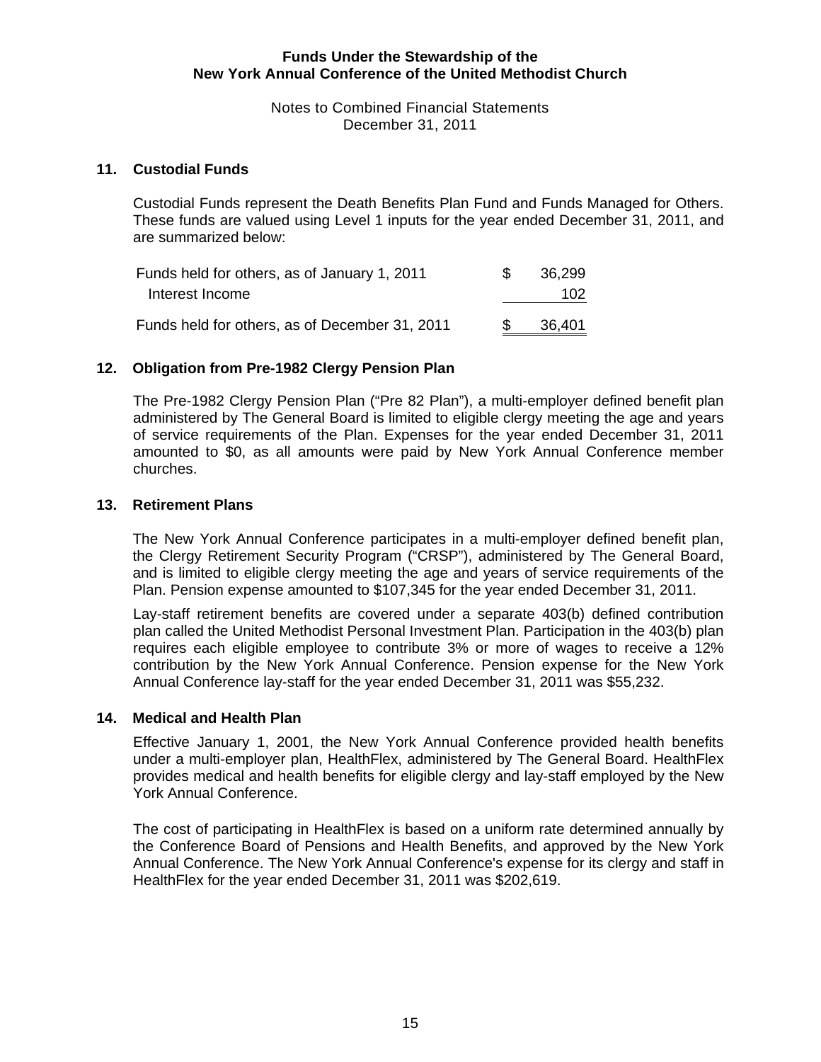**Funds Under the Stewardship of the**
**New York Annual Conference of the United Methodist Church**

Notes to Combined Financial Statements
December 31, 2011

## 11. Custodial Funds

Custodial Funds represent the Death Benefits Plan Fund and Funds Managed for Others. These funds are valued using Level 1 inputs for the year ended December 31, 2011, and are summarized below:

| | |
|---|---|
| Funds held for others, as of January 1, 2011 | $ 36,299 |
| Interest Income | 102 |
| Funds held for others, as of December 31, 2011 | $ 36,401 |

## 12. Obligation from Pre-1982 Clergy Pension Plan

The Pre-1982 Clergy Pension Plan ("Pre 82 Plan"), a multi-employer defined benefit plan administered by The General Board is limited to eligible clergy meeting the age and years of service requirements of the Plan. Expenses for the year ended December 31, 2011 amounted to $0, as all amounts were paid by New York Annual Conference member churches.

## 13. Retirement Plans

The New York Annual Conference participates in a multi-employer defined benefit plan, the Clergy Retirement Security Program ("CRSP"), administered by The General Board, and is limited to eligible clergy meeting the age and years of service requirements of the Plan. Pension expense amounted to $107,345 for the year ended December 31, 2011.

Lay-staff retirement benefits are covered under a separate 403(b) defined contribution plan called the United Methodist Personal Investment Plan. Participation in the 403(b) plan requires each eligible employee to contribute 3% or more of wages to receive a 12% contribution by the New York Annual Conference. Pension expense for the New York Annual Conference lay-staff for the year ended December 31, 2011 was $55,232.

## 14. Medical and Health Plan

Effective January 1, 2001, the New York Annual Conference provided health benefits under a multi-employer plan, HealthFlex, administered by The General Board. HealthFlex provides medical and health benefits for eligible clergy and lay-staff employed by the New York Annual Conference.

The cost of participating in HealthFlex is based on a uniform rate determined annually by the Conference Board of Pensions and Health Benefits, and approved by the New York Annual Conference. The New York Annual Conference's expense for its clergy and staff in HealthFlex for the year ended December 31, 2011 was $202,619.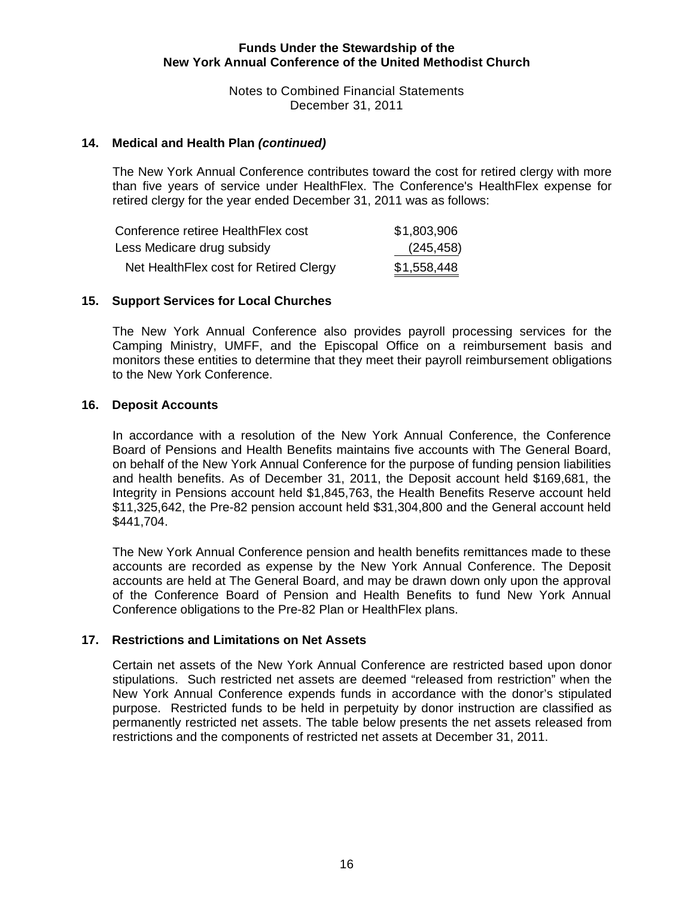## 14. Medical and Health Plan *(continued)*

The New York Annual Conference contributes toward the cost for retired clergy with more than five years of service under HealthFlex. The Conference's HealthFlex expense for retired clergy for the year ended December 31, 2011 was as follows:

| | |
|---|---|
| Conference retiree HealthFlex cost | $1,803,906 |
| Less Medicare drug subsidy | (245,458) |
| Net HealthFlex cost for Retired Clergy | $1,558,448 |

## 15. Support Services for Local Churches

The New York Annual Conference also provides payroll processing services for the Camping Ministry, UMFF, and the Episcopal Office on a reimbursement basis and monitors these entities to determine that they meet their payroll reimbursement obligations to the New York Conference.

## 16. Deposit Accounts

In accordance with a resolution of the New York Annual Conference, the Conference Board of Pensions and Health Benefits maintains five accounts with The General Board, on behalf of the New York Annual Conference for the purpose of funding pension liabilities and health benefits. As of December 31, 2011, the Deposit account held $169,681, the Integrity in Pensions account held $1,845,763, the Health Benefits Reserve account held $11,325,642, the Pre-82 pension account held $31,304,800 and the General account held $441,704.

The New York Annual Conference pension and health benefits remittances made to these accounts are recorded as expense by the New York Annual Conference. The Deposit accounts are held at The General Board, and may be drawn down only upon the approval of the Conference Board of Pension and Health Benefits to fund New York Annual Conference obligations to the Pre-82 Plan or HealthFlex plans.

## 17. Restrictions and Limitations on Net Assets

Certain net assets of the New York Annual Conference are restricted based upon donor stipulations. Such restricted net assets are deemed "released from restriction" when the New York Annual Conference expends funds in accordance with the donor's stipulated purpose. Restricted funds to be held in perpetuity by donor instruction are classified as permanently restricted net assets. The table below presents the net assets released from restrictions and the components of restricted net assets at December 31, 2011.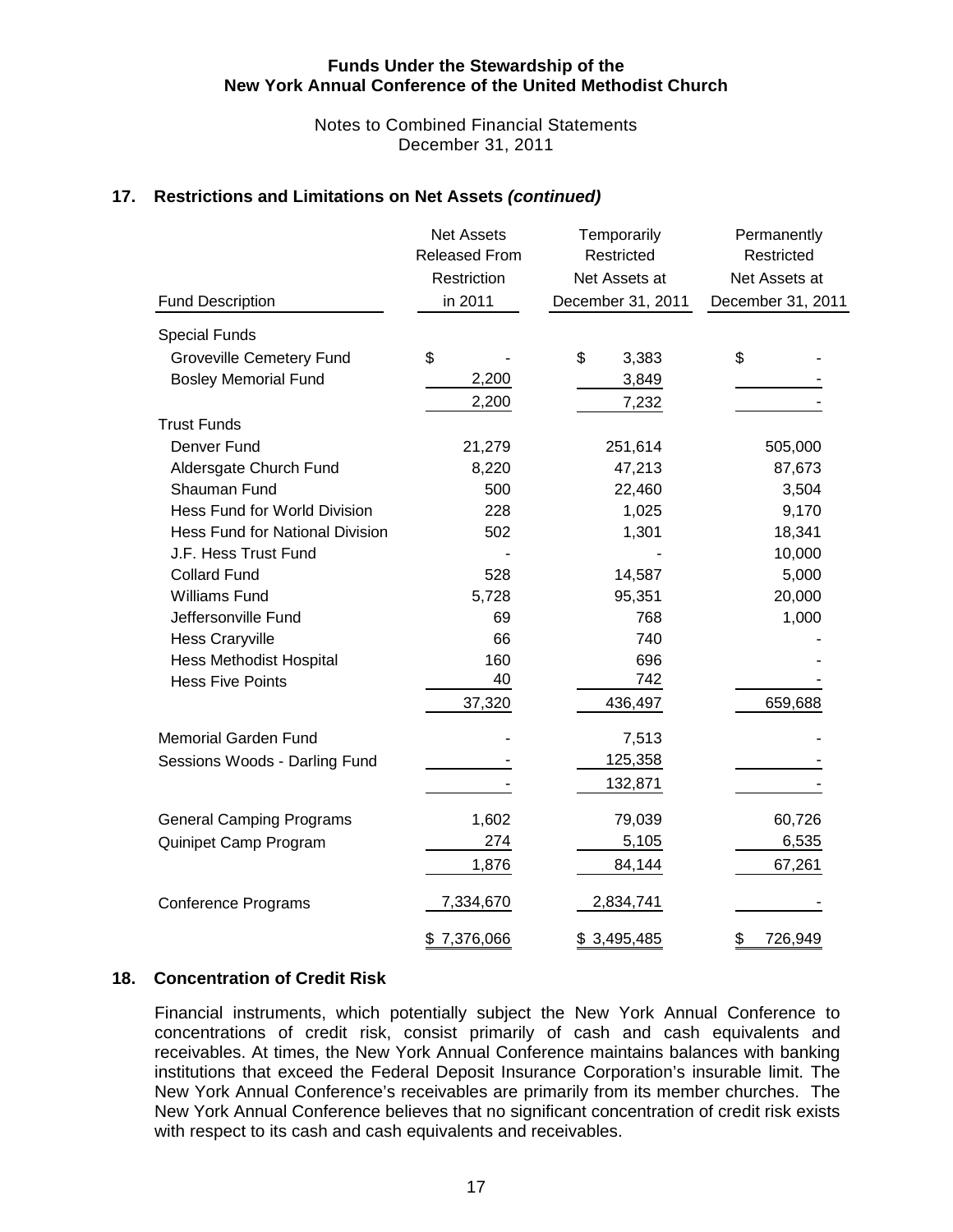## 17. Restrictions and Limitations on Net Assets *(continued)*

| Fund Description | Net Assets Released From Restriction in 2011 | Temporarily Restricted Net Assets at December 31, 2011 | Permanently Restricted Net Assets at December 31, 2011 |
|---|---|---|---|
| Special Funds | | | |
| Groveville Cemetery Fund | $ - | $ 3,383 | $ - |
| Bosley Memorial Fund | 2,200 | 3,849 | - |
| | 2,200 | 7,232 | - |
| Trust Funds | | | |
| Denver Fund | 21,279 | 251,614 | 505,000 |
| Aldersgate Church Fund | 8,220 | 47,213 | 87,673 |
| Shauman Fund | 500 | 22,460 | 3,504 |
| Hess Fund for World Division | 228 | 1,025 | 9,170 |
| Hess Fund for National Division | 502 | 1,301 | 18,341 |
| J.F. Hess Trust Fund | - | - | 10,000 |
| Collard Fund | 528 | 14,587 | 5,000 |
| Williams Fund | 5,728 | 95,351 | 20,000 |
| Jeffersonville Fund | 69 | 768 | 1,000 |
| Hess Craryville | 66 | 740 | - |
| Hess Methodist Hospital | 160 | 696 | - |
| Hess Five Points | 40 | 742 | - |
| | 37,320 | 436,497 | 659,688 |
| Memorial Garden Fund | - | 7,513 | - |
| Sessions Woods - Darling Fund | - | 125,358 | - |
| | - | 132,871 | - |
| General Camping Programs | 1,602 | 79,039 | 60,726 |
| Quinipet Camp Program | 274 | 5,105 | 6,535 |
| | 1,876 | 84,144 | 67,261 |
| Conference Programs | 7,334,670 | 2,834,741 | - |
| | $ 7,376,066 | $ 3,495,485 | $ 726,949 |

## 18. Concentration of Credit Risk

Financial instruments, which potentially subject the New York Annual Conference to concentrations of credit risk, consist primarily of cash and cash equivalents and receivables. At times, the New York Annual Conference maintains balances with banking institutions that exceed the Federal Deposit Insurance Corporation's insurable limit. The New York Annual Conference's receivables are primarily from its member churches. The New York Annual Conference believes that no significant concentration of credit risk exists with respect to its cash and cash equivalents and receivables.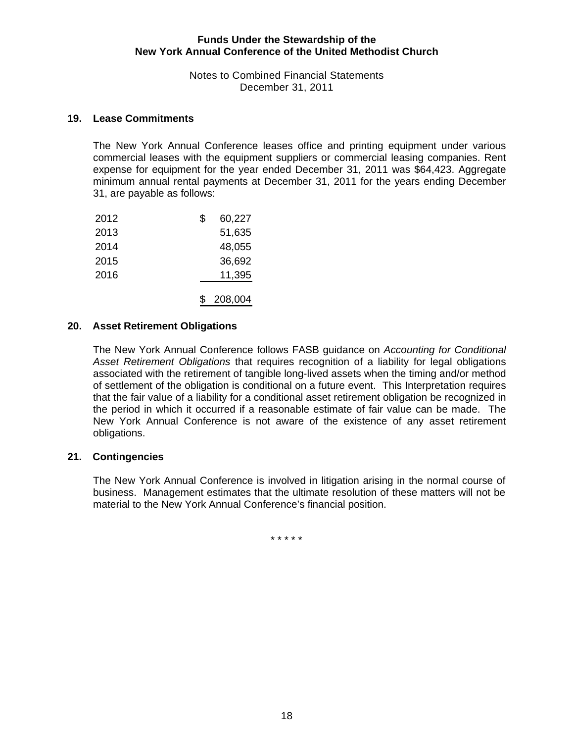# Funds Under the Stewardship of the New York Annual Conference of the United Methodist Church

Notes to Combined Financial Statements
December 31, 2011

## 19. Lease Commitments

The New York Annual Conference leases office and printing equipment under various commercial leases with the equipment suppliers or commercial leasing companies. Rent expense for equipment for the year ended December 31, 2011 was $64,423. Aggregate minimum annual rental payments at December 31, 2011 for the years ending December 31, are payable as follows:

| Year | Amount |
|---|---|
| 2012 | $ 60,227 |
| 2013 | 51,635 |
| 2014 | 48,055 |
| 2015 | 36,692 |
| 2016 | 11,395 |
| | $ 208,004 |

## 20. Asset Retirement Obligations

The New York Annual Conference follows FASB guidance on *Accounting for Conditional Asset Retirement Obligations* that requires recognition of a liability for legal obligations associated with the retirement of tangible long-lived assets when the timing and/or method of settlement of the obligation is conditional on a future event. This Interpretation requires that the fair value of a liability for a conditional asset retirement obligation be recognized in the period in which it occurred if a reasonable estimate of fair value can be made. The New York Annual Conference is not aware of the existence of any asset retirement obligations.

## 21. Contingencies

The New York Annual Conference is involved in litigation arising in the normal course of business. Management estimates that the ultimate resolution of these matters will not be material to the New York Annual Conference's financial position.

* * * * *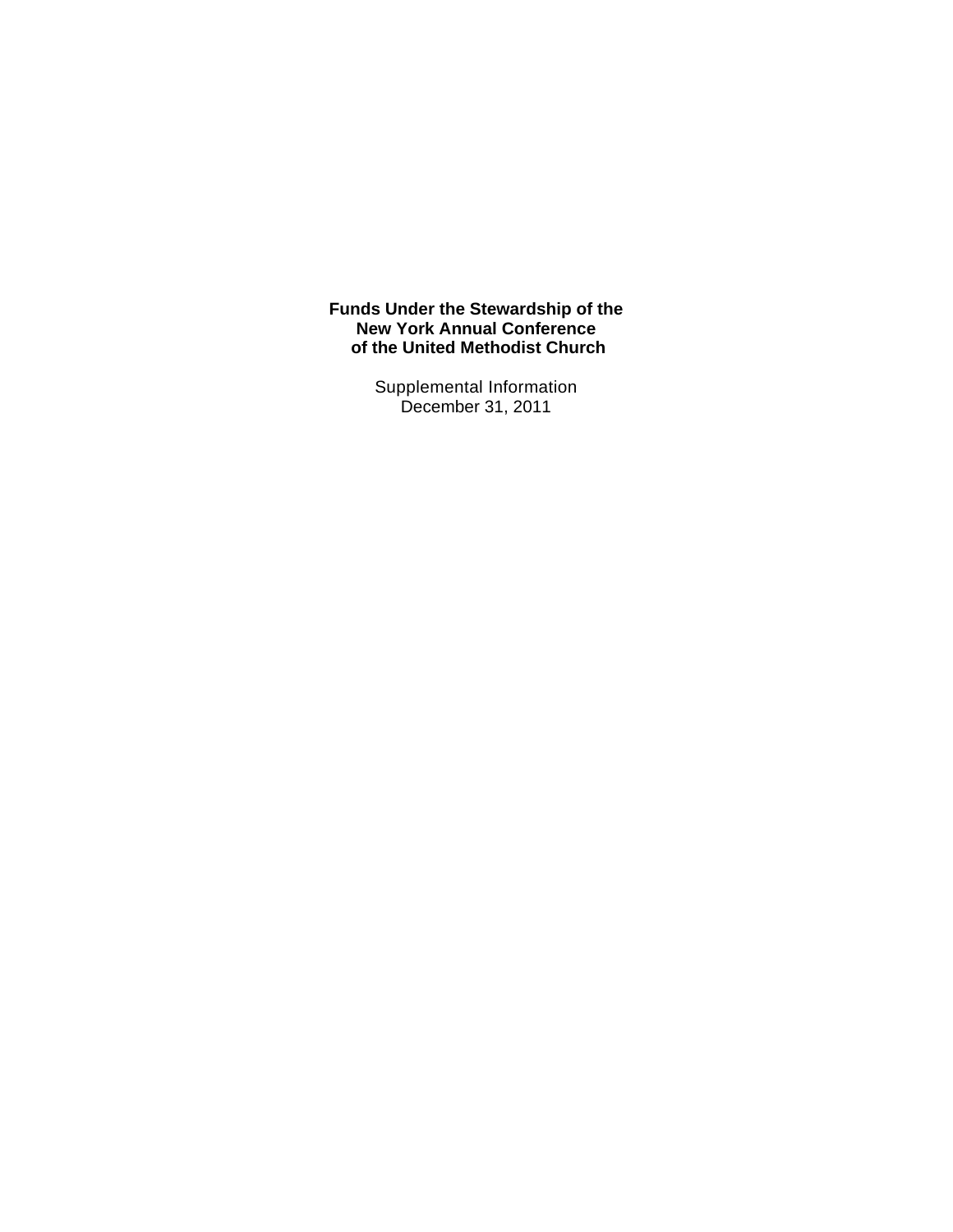**Funds Under the Stewardship of the New York Annual Conference of the United Methodist Church**

Supplemental Information
December 31, 2011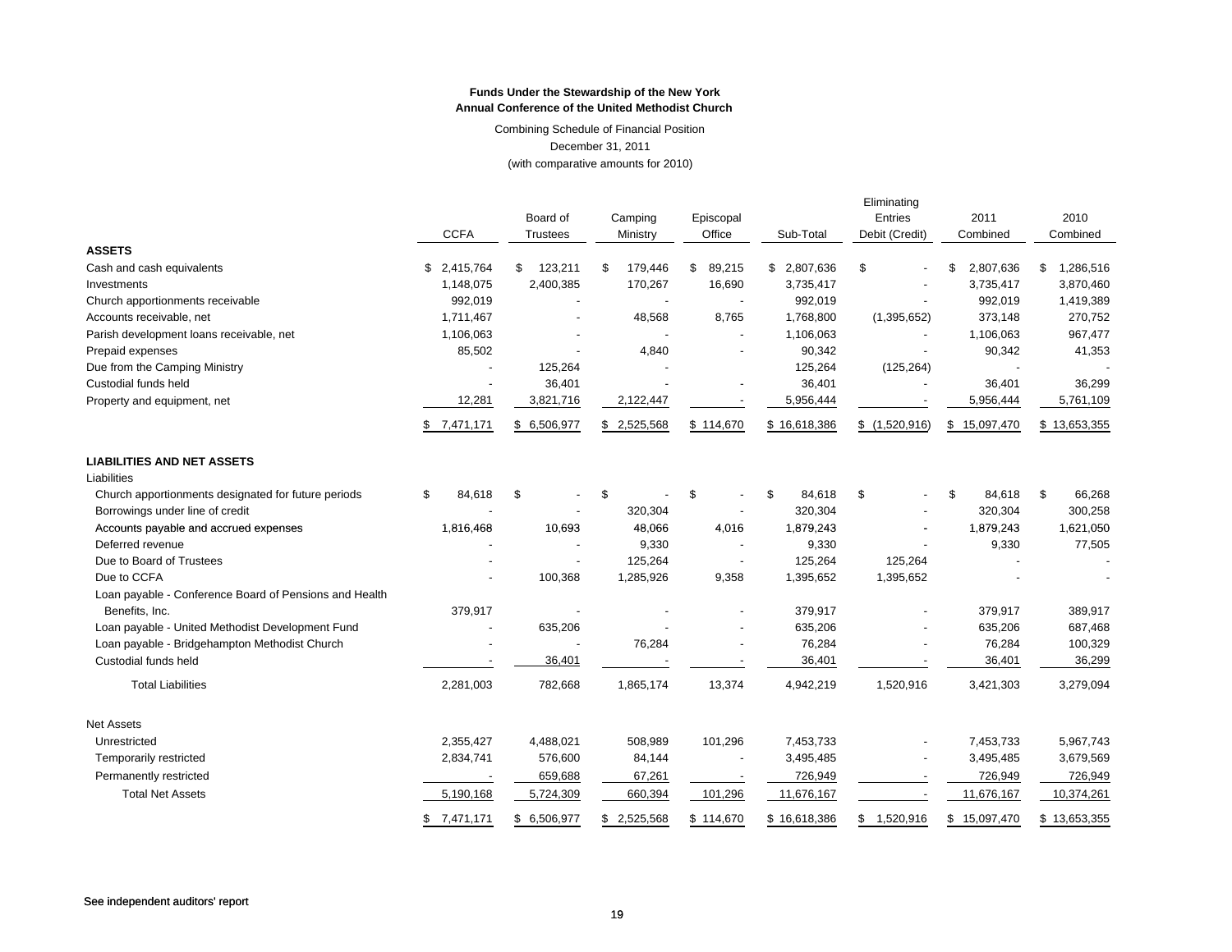**Funds Under the Stewardship of the New York Annual Conference of the United Methodist Church**

Combining Schedule of Financial Position

December 31, 2011

(with comparative amounts for 2010)

| | CCFA | Board of Trustees | Camping Ministry | Episcopal Office | Sub-Total | Eliminating Entries Debit (Credit) | 2011 Combined | 2010 Combined |
|---|---|---|---|---|---|---|---|---|
| **ASSETS** | | | | | | | | |
| Cash and cash equivalents | $ 2,415,764 | $ 123,211 | $ 179,446 | $ 89,215 | $ 2,807,636 | $ - | $ 2,807,636 | $ 1,286,516 |
| Investments | 1,148,075 | 2,400,385 | 170,267 | 16,690 | 3,735,417 | - | 3,735,417 | 3,870,460 |
| Church apportionments receivable | 992,019 | - | - | - | 992,019 | - | 992,019 | 1,419,389 |
| Accounts receivable, net | 1,711,467 | - | 48,568 | 8,765 | 1,768,800 | (1,395,652) | 373,148 | 270,752 |
| Parish development loans receivable, net | 1,106,063 | - | - | - | 1,106,063 | - | 1,106,063 | 967,477 |
| Prepaid expenses | 85,502 | - | 4,840 | - | 90,342 | - | 90,342 | 41,353 |
| Due from the Camping Ministry | - | 125,264 | - | | 125,264 | (125,264) | - | - |
| Custodial funds held | - | 36,401 | - | - | 36,401 | - | 36,401 | 36,299 |
| Property and equipment, net | 12,281 | 3,821,716 | 2,122,447 | - | 5,956,444 | - | 5,956,444 | 5,761,109 |
| | $ 7,471,171 | $ 6,506,977 | $ 2,525,568 | $ 114,670 | $ 16,618,386 | $ (1,520,916) | $ 15,097,470 | $ 13,653,355 |
| **LIABILITIES AND NET ASSETS** | | | | | | | | |
| Liabilities | | | | | | | | |
| Church apportionments designated for future periods | $ 84,618 | $ - | $ - | $ - | $ 84,618 | $ - | $ 84,618 | $ 66,268 |
| Borrowings under line of credit | - | - | 320,304 | - | 320,304 | - | 320,304 | 300,258 |
| Accounts payable and accrued expenses | 1,816,468 | 10,693 | 48,066 | 4,016 | 1,879,243 | - | 1,879,243 | 1,621,050 |
| Deferred revenue | - | - | 9,330 | - | 9,330 | - | 9,330 | 77,505 |
| Due to Board of Trustees | - | - | 125,264 | - | 125,264 | 125,264 | - | - |
| Due to CCFA | - | 100,368 | 1,285,926 | 9,358 | 1,395,652 | 1,395,652 | - | - |
| Loan payable - Conference Board of Pensions and Health Benefits, Inc. | 379,917 | - | - | - | 379,917 | - | 379,917 | 389,917 |
| Loan payable - United Methodist Development Fund | - | 635,206 | - | - | 635,206 | - | 635,206 | 687,468 |
| Loan payable - Bridgehampton Methodist Church | - | - | 76,284 | - | 76,284 | - | 76,284 | 100,329 |
| Custodial funds held | - | 36,401 | - | - | 36,401 | - | 36,401 | 36,299 |
| Total Liabilities | 2,281,003 | 782,668 | 1,865,174 | 13,374 | 4,942,219 | 1,520,916 | 3,421,303 | 3,279,094 |
| Net Assets | | | | | | | | |
| Unrestricted | 2,355,427 | 4,488,021 | 508,989 | 101,296 | 7,453,733 | - | 7,453,733 | 5,967,743 |
| Temporarily restricted | 2,834,741 | 576,600 | 84,144 | - | 3,495,485 | - | 3,495,485 | 3,679,569 |
| Permanently restricted | - | 659,688 | 67,261 | - | 726,949 | - | 726,949 | 726,949 |
| Total Net Assets | 5,190,168 | 5,724,309 | 660,394 | 101,296 | 11,676,167 | - | 11,676,167 | 10,374,261 |
| | $ 7,471,171 | $ 6,506,977 | $ 2,525,568 | $ 114,670 | $ 16,618,386 | $ 1,520,916 | $ 15,097,470 | $ 13,653,355 |

See independent auditors' report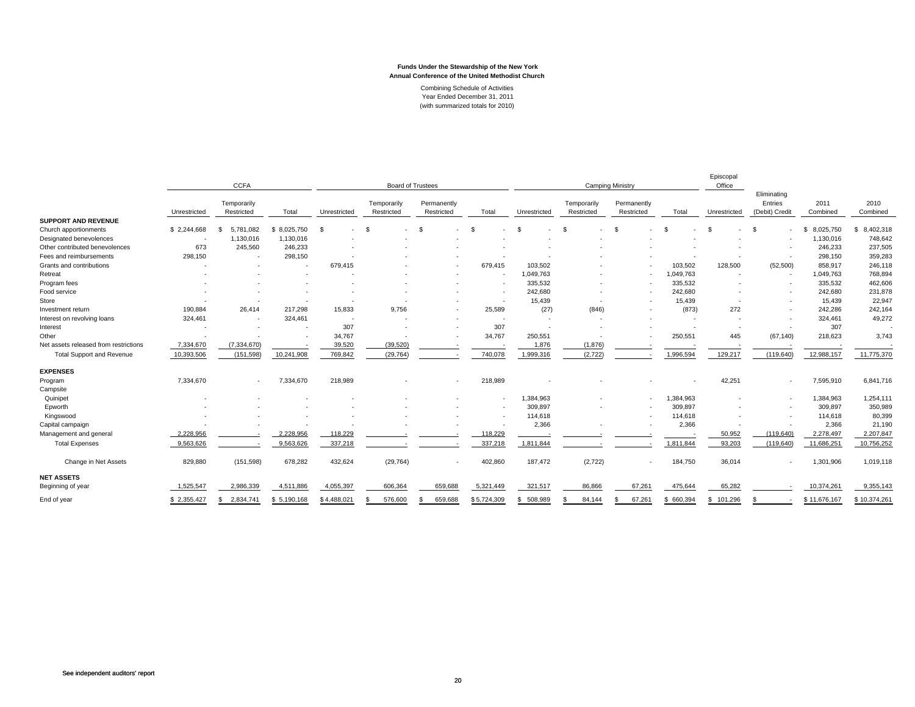**Funds Under the Stewardship of the New York Annual Conference of the United Methodist Church**

Combining Schedule of Activities
Year Ended December 31, 2011
(with summarized totals for 2010)

| | CCFA | | | Board of Trustees | | | | Camping Ministry | | | | Episcopal Office | | | |
|---|---|---|---|---|---|---|---|---|---|---|---|---|---|---|---|
| | Unrestricted | Temporarily Restricted | Total | Unrestricted | Temporarily Restricted | Permanently Restricted | Total | Unrestricted | Temporarily Restricted | Permanently Restricted | Total | Unrestricted | Eliminating Entries (Debit) Credit | 2011 Combined | 2010 Combined |
| **SUPPORT AND REVENUE** | | | | | | | | | | | | | | | |
| Church apportionments | $ 2,244,668 | $ 5,781,082 | $ 8,025,750 | $ - | $ - | $ - | $ - | $ - | $ - | $ - | $ - | $ - | $ - | $ 8,025,750 | $ 8,402,318 |
| Designated benevolences | - | 1,130,016 | 1,130,016 | - | - | - | - | - | - | - | - | - | - | 1,130,016 | 748,642 |
| Other contributed benevolences | 673 | 245,560 | 246,233 | - | - | - | - | - | - | - | - | - | - | 246,233 | 237,505 |
| Fees and reimbursements | 298,150 | - | 298,150 | - | - | - | - | - | - | - | - | - | - | 298,150 | 359,283 |
| Grants and contributions | - | - | - | 679,415 | - | - | 679,415 | 103,502 | - | - | 103,502 | 128,500 | (52,500) | 858,917 | 246,118 |
| Retreat | - | - | - | - | - | - | - | 1,049,763 | - | - | 1,049,763 | - | - | 1,049,763 | 768,894 |
| Program fees | - | - | - | - | - | - | - | 335,532 | - | - | 335,532 | - | - | 335,532 | 462,606 |
| Food service | - | - | - | - | - | - | - | 242,680 | - | - | 242,680 | - | - | 242,680 | 231,878 |
| Store | - | - | - | - | - | - | - | 15,439 | - | - | 15,439 | - | - | 15,439 | 22,947 |
| Investment return | 190,884 | 26,414 | 217,298 | 15,833 | 9,756 | - | 25,589 | (27) | (846) | - | (873) | 272 | - | 242,286 | 242,164 |
| Interest on revolving loans | 324,461 | - | 324,461 | - | - | - | - | - | - | - | - | - | - | 324,461 | 49,272 |
| Interest | - | - | - | 307 | - | - | 307 | - | - | - | - | - | - | 307 | - |
| Other | - | - | - | 34,767 | - | - | 34,767 | 250,551 | - | - | 250,551 | 445 | (67,140) | 218,623 | 3,743 |
| Net assets released from restrictions | 7,334,670 | (7,334,670) | - | 39,520 | (39,520) | - | - | 1,876 | (1,876) | - | - | - | - | - | - |
| Total Support and Revenue | 10,393,506 | (151,598) | 10,241,908 | 769,842 | (29,764) | - | 740,078 | 1,999,316 | (2,722) | - | 1,996,594 | 129,217 | (119,640) | 12,988,157 | 11,775,370 |
| **EXPENSES** | | | | | | | | | | | | | | | |
| Program | 7,334,670 | - | 7,334,670 | 218,989 | - | - | 218,989 | - | - | - | - | 42,251 | - | 7,595,910 | 6,841,716 |
| Campsite | | | | | | | | | | | | | | | |
| Quinipet | - | - | - | - | - | - | - | 1,384,963 | - | - | 1,384,963 | - | - | 1,384,963 | 1,254,111 |
| Epworth | - | - | - | - | - | - | - | 309,897 | - | - | 309,897 | - | - | 309,897 | 350,989 |
| Kingswood | - | - | - | - | - | - | - | 114,618 | - | - | 114,618 | - | - | 114,618 | 80,399 |
| Capital campaign | - | - | - | - | - | - | - | 2,366 | - | - | 2,366 | - | - | 2,366 | 21,190 |
| Management and general | 2,228,956 | - | 2,228,956 | 118,229 | - | - | 118,229 | - | - | - | - | 50,952 | (119,640) | 2,278,497 | 2,207,847 |
| Total Expenses | 9,563,626 | - | 9,563,626 | 337,218 | - | - | 337,218 | 1,811,844 | - | - | 1,811,844 | 93,203 | (119,640) | 11,686,251 | 10,756,252 |
| Change in Net Assets | 829,880 | (151,598) | 678,282 | 432,624 | (29,764) | - | 402,860 | 187,472 | (2,722) | - | 184,750 | 36,014 | - | 1,301,906 | 1,019,118 |
| **NET ASSETS** | | | | | | | | | | | | | | | |
| Beginning of year | 1,525,547 | 2,986,339 | 4,511,886 | 4,055,397 | 606,364 | 659,688 | 5,321,449 | 321,517 | 86,866 | 67,261 | 475,644 | 65,282 | - | 10,374,261 | 9,355,143 |
| End of year | $ 2,355,427 | $ 2,834,741 | $ 5,190,168 | $ 4,488,021 | $ 576,600 | $ 659,688 | $ 5,724,309 | $ 508,989 | $ 84,144 | $ 67,261 | $ 660,394 | $ 101,296 | $ - | $ 11,676,167 | $ 10,374,261 |

See independent auditors' report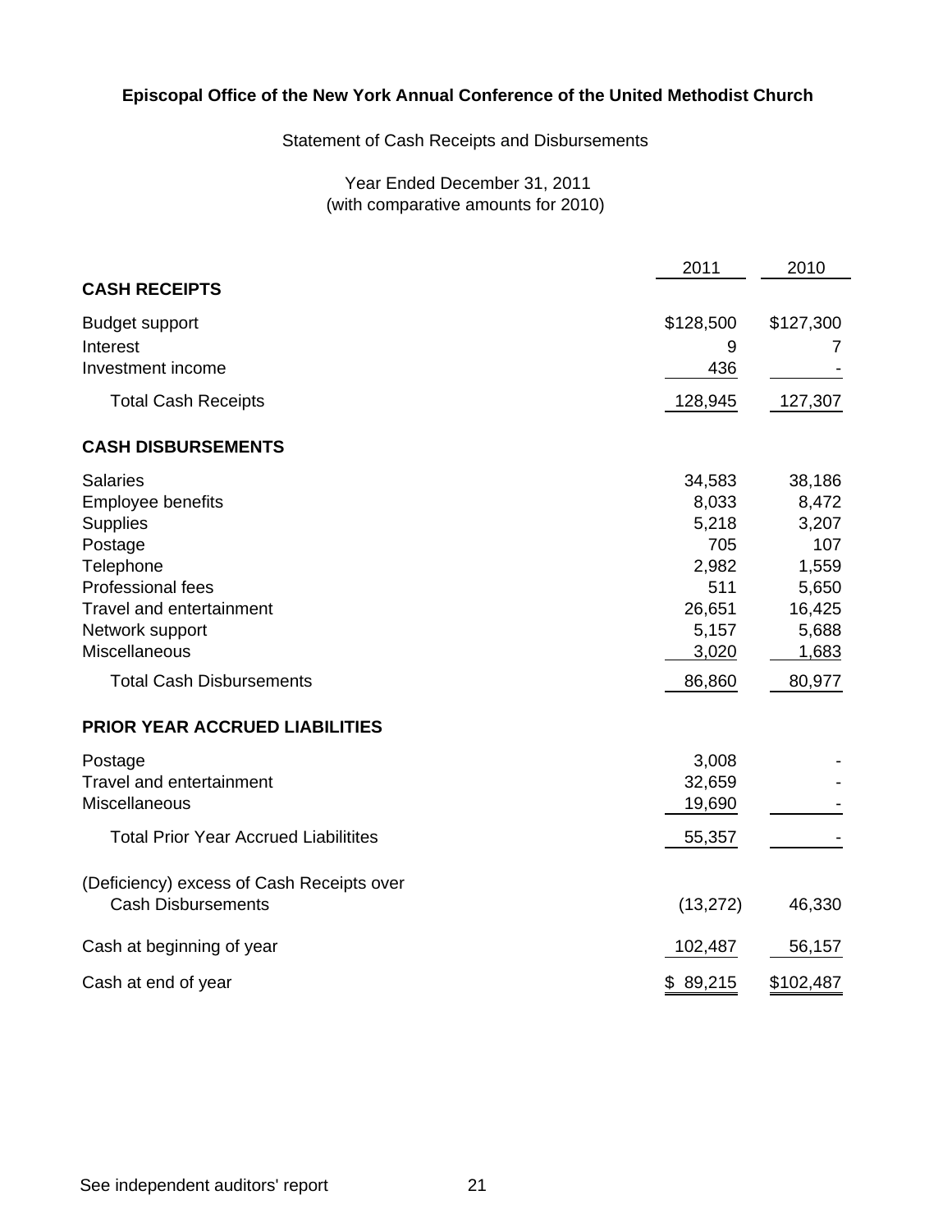**Episcopal Office of the New York Annual Conference of the United Methodist Church**

Statement of Cash Receipts and Disbursements

Year Ended December 31, 2011
(with comparative amounts for 2010)

| | 2011 | 2010 |
|---|---|---|
| **CASH RECEIPTS** | | |
| Budget support | $128,500 | $127,300 |
| Interest | 9 | 7 |
| Investment income | 436 | - |
| Total Cash Receipts | 128,945 | 127,307 |
| **CASH DISBURSEMENTS** | | |
| Salaries | 34,583 | 38,186 |
| Employee benefits | 8,033 | 8,472 |
| Supplies | 5,218 | 3,207 |
| Postage | 705 | 107 |
| Telephone | 2,982 | 1,559 |
| Professional fees | 511 | 5,650 |
| Travel and entertainment | 26,651 | 16,425 |
| Network support | 5,157 | 5,688 |
| Miscellaneous | 3,020 | 1,683 |
| Total Cash Disbursements | 86,860 | 80,977 |
| **PRIOR YEAR ACCRUED LIABILITIES** | | |
| Postage | 3,008 | - |
| Travel and entertainment | 32,659 | - |
| Miscellaneous | 19,690 | - |
| Total Prior Year Accrued Liabilitites | 55,357 | - |
| (Deficiency) excess of Cash Receipts over Cash Disbursements | (13,272) | 46,330 |
| Cash at beginning of year | 102,487 | 56,157 |
| Cash at end of year | $ 89,215 | $102,487 |

See independent auditors' report